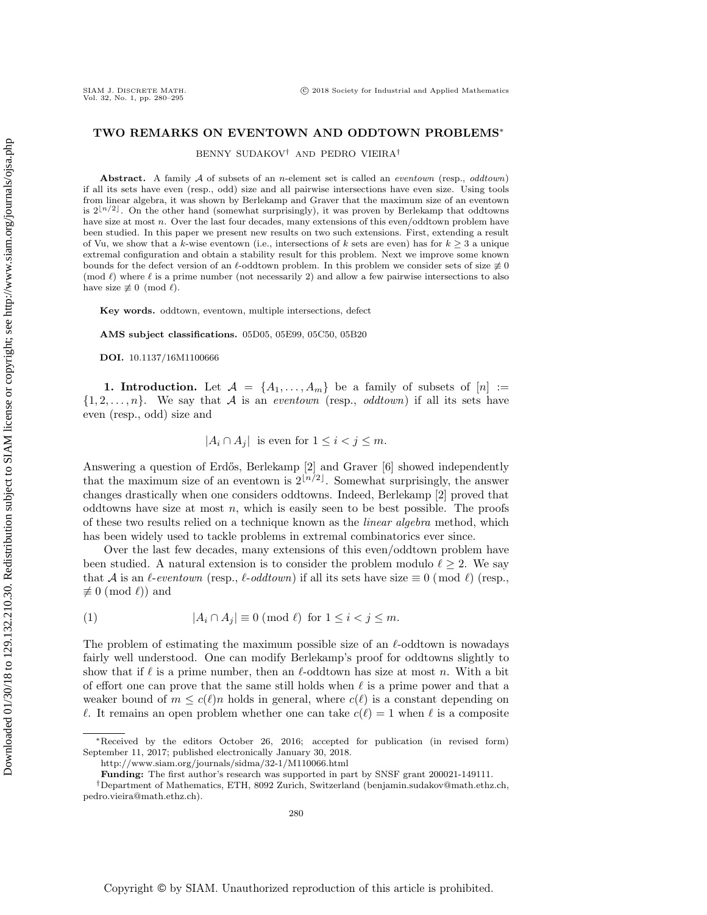# TWO REMARKS ON EVENTOWN AND ODDTOWN PROBLEMS*

BENNY SUDAKOV† AND PEDRO VIEIRA†

**Abstract.** A family $\mathcal{A}$ of subsets of an $n$-element set is called an *eventown* (resp., *oddtown*) if all its sets have even (resp., odd) size and all pairwise intersections have even size. Using tools from linear algebra, it was shown by Berlekamp and Graver that the maximum size of an eventown is $2^{\lfloor n/2 \rfloor}$. On the other hand (somewhat surprisingly), it was proven by Berlekamp that oddtowns have size at most $n$. Over the last four decades, many extensions of this even/oddtown problem have been studied. In this paper we present new results on two such extensions. First, extending a result of Vu, we show that a $k$-wise eventown (i.e., intersections of $k$ sets are even) has for $k \geq 3$ a unique extremal configuration and obtain a stability result for this problem. Next we improve some known bounds for the defect version of an $\ell$-oddtown problem. In this problem we consider sets of size $\not\equiv 0 \pmod{\ell}$ where $\ell$ is a prime number (not necessarily 2) and allow a few pairwise intersections to also have size $\not\equiv 0 \pmod{\ell}$.

**Key words.** oddtown, eventown, multiple intersections, defect

**AMS subject classifications.** 05D05, 05E99, 05C50, 05B20

**DOI.** 10.1137/16M1100666

**1. Introduction.** Let $\mathcal{A} = \{A_1, \ldots, A_m\}$ be a family of subsets of $[n] := \{1, 2, \ldots, n\}$. We say that $\mathcal{A}$ is an *eventown* (resp., *oddtown*) if all its sets have even (resp., odd) size and

$$|A_i \cap A_j| \text{ is even for } 1 \leq i < j \leq m.$$

Answering a question of Erdős, Berlekamp [2] and Graver [6] showed independently that the maximum size of an eventown is $2^{\lfloor n/2 \rfloor}$. Somewhat surprisingly, the answer changes drastically when one considers oddtowns. Indeed, Berlekamp [2] proved that oddtowns have size at most $n$, which is easily seen to be best possible. The proofs of these two results relied on a technique known as the *linear algebra* method, which has been widely used to tackle problems in extremal combinatorics ever since.

Over the last few decades, many extensions of this even/oddtown problem have been studied. A natural extension is to consider the problem modulo $\ell \geq 2$. We say that $\mathcal{A}$ is an $\ell$-*eventown* (resp., $\ell$-*oddtown*) if all its sets have size $\equiv 0 \pmod{\ell}$ (resp., $\not\equiv 0 \pmod{\ell}$) and

$$|A_i \cap A_j| \equiv 0 \pmod{\ell} \text{ for } 1 \leq i < j \leq m. \tag{1}$$

The problem of estimating the maximum possible size of an $\ell$-oddtown is nowadays fairly well understood. One can modify Berlekamp's proof for oddtowns slightly to show that if $\ell$ is a prime number, then an $\ell$-oddtown has size at most $n$. With a bit of effort one can prove that the same still holds when $\ell$ is a prime power and that a weaker bound of $m \leq c(\ell)n$ holds in general, where $c(\ell)$ is a constant depending on $\ell$. It remains an open problem whether one can take $c(\ell) = 1$ when $\ell$ is a composite

---

*Received by the editors October 26, 2016; accepted for publication (in revised form) September 11, 2017; published electronically January 30, 2018.
http://www.siam.org/journals/sidma/32-1/M110066.html

**Funding:** The first author's research was supported in part by SNSF grant 200021-149111.

†Department of Mathematics, ETH, 8092 Zurich, Switzerland (benjamin.sudakov@math.ethz.ch, pedro.vieira@math.ethz.ch).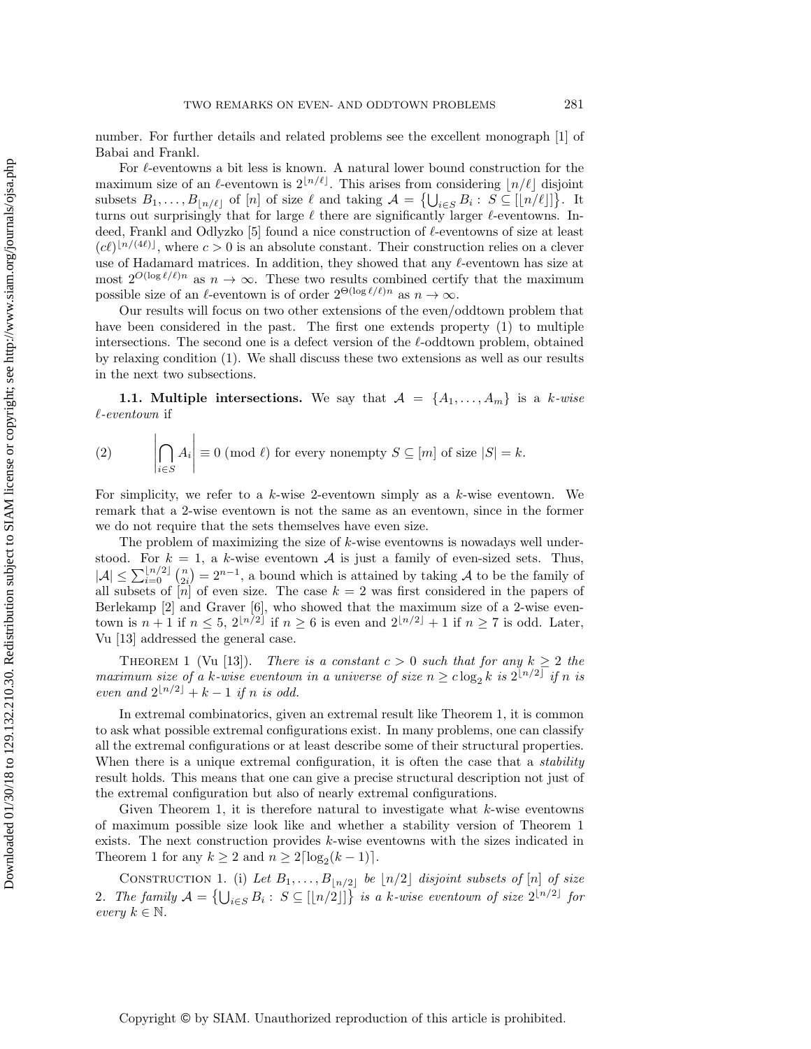number. For further details and related problems see the excellent monograph [1] of Babai and Frankl.

For $\ell$-eventowns a bit less is known. A natural lower bound construction for the maximum size of an $\ell$-eventown is $2^{\lfloor n/\ell \rfloor}$. This arises from considering $\lfloor n/\ell \rfloor$ disjoint subsets $B_1, \ldots, B_{\lfloor n/\ell \rfloor}$ of $[n]$ of size $\ell$ and taking $\mathcal{A} = \{\bigcup_{i \in S} B_i : S \subseteq [\lfloor n/\ell \rfloor]\}$. It turns out surprisingly that for large $\ell$ there are significantly larger $\ell$-eventowns. Indeed, Frankl and Odlyzko [5] found a nice construction of $\ell$-eventowns of size at least $(c\ell)^{\lfloor n/(4\ell) \rfloor}$, where $c > 0$ is an absolute constant. Their construction relies on a clever use of Hadamard matrices. In addition, they showed that any $\ell$-eventown has size at most $2^{O(\log \ell/\ell)n}$ as $n \to \infty$. These two results combined certify that the maximum possible size of an $\ell$-eventown is of order $2^{\Theta(\log \ell/\ell)n}$ as $n \to \infty$.

Our results will focus on two other extensions of the even/oddtown problem that have been considered in the past. The first one extends property (1) to multiple intersections. The second one is a defect version of the $\ell$-oddtown problem, obtained by relaxing condition (1). We shall discuss these two extensions as well as our results in the next two subsections.

**1.1. Multiple intersections.** We say that $\mathcal{A} = \{A_1, \ldots, A_m\}$ is a *$k$-wise $\ell$-eventown* if

$$(2) \qquad \left| \bigcap_{i \in S} A_i \right| \equiv 0 \pmod{\ell} \text{ for every nonempty } S \subseteq [m] \text{ of size } |S| = k.$$

For simplicity, we refer to a $k$-wise 2-eventown simply as a $k$-wise eventown. We remark that a 2-wise eventown is not the same as an eventown, since in the former we do not require that the sets themselves have even size.

The problem of maximizing the size of $k$-wise eventowns is nowadays well understood. For $k = 1$, a $k$-wise eventown $\mathcal{A}$ is just a family of even-sized sets. Thus, $|\mathcal{A}| \leq \sum_{i=0}^{\lfloor n/2 \rfloor} \binom{n}{2i} = 2^{n-1}$, a bound which is attained by taking $\mathcal{A}$ to be the family of all subsets of $[n]$ of even size. The case $k = 2$ was first considered in the papers of Berlekamp [2] and Graver [6], who showed that the maximum size of a 2-wise eventown is $n + 1$ if $n \leq 5$, $2^{\lfloor n/2 \rfloor}$ if $n \geq 6$ is even and $2^{\lfloor n/2 \rfloor} + 1$ if $n \geq 7$ is odd. Later, Vu [13] addressed the general case.

THEOREM 1 (Vu [13]). *There is a constant $c > 0$ such that for any $k \geq 2$ the maximum size of a $k$-wise eventown in a universe of size $n \geq c \log_2 k$ is $2^{\lfloor n/2 \rfloor}$ if $n$ is even and $2^{\lfloor n/2 \rfloor} + k - 1$ if $n$ is odd.*

In extremal combinatorics, given an extremal result like Theorem 1, it is common to ask what possible extremal configurations exist. In many problems, one can classify all the extremal configurations or at least describe some of their structural properties. When there is a unique extremal configuration, it is often the case that a *stability* result holds. This means that one can give a precise structural description not just of the extremal configuration but also of nearly extremal configurations.

Given Theorem 1, it is therefore natural to investigate what $k$-wise eventowns of maximum possible size look like and whether a stability version of Theorem 1 exists. The next construction provides $k$-wise eventowns with the sizes indicated in Theorem 1 for any $k \geq 2$ and $n \geq 2\lceil \log_2(k-1) \rceil$.

CONSTRUCTION 1. (i) *Let $B_1, \ldots, B_{\lfloor n/2 \rfloor}$ be $\lfloor n/2 \rfloor$ disjoint subsets of $[n]$ of size 2. The family $\mathcal{A} = \{\bigcup_{i \in S} B_i : S \subseteq [\lfloor n/2 \rfloor]\}$ is a $k$-wise eventown of size $2^{\lfloor n/2 \rfloor}$ for every $k \in \mathbb{N}$.*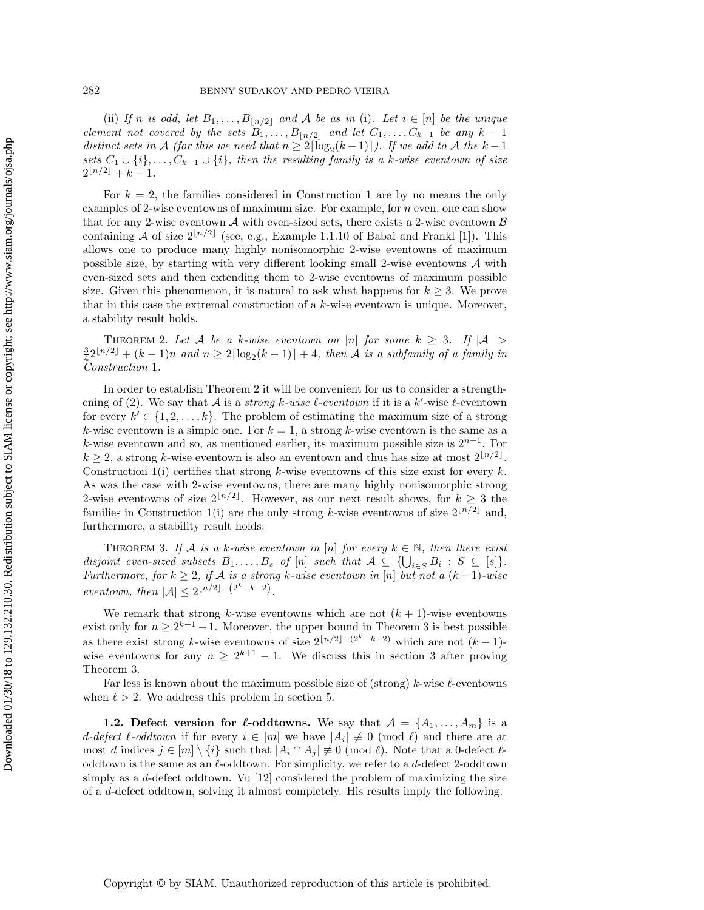(ii) *If $n$ is odd, let $B_1, \ldots, B_{\lfloor n/2 \rfloor}$ and $\mathcal{A}$ be as in* (i). *Let $i \in [n]$ be the unique element not covered by the sets $B_1, \ldots, B_{\lfloor n/2 \rfloor}$ and let $C_1, \ldots, C_{k-1}$ be any $k-1$ distinct sets in $\mathcal{A}$ (for this we need that $n \geq 2\lceil \log_2(k-1) \rceil$). If we add to $\mathcal{A}$ the $k-1$ sets $C_1 \cup \{i\}, \ldots, C_{k-1} \cup \{i\}$, then the resulting family is a $k$-wise eventown of size $2^{\lfloor n/2 \rfloor} + k - 1$.*

For $k = 2$, the families considered in Construction 1 are by no means the only examples of 2-wise eventowns of maximum size. For example, for $n$ even, one can show that for any 2-wise eventown $\mathcal{A}$ with even-sized sets, there exists a 2-wise eventown $\mathcal{B}$ containing $\mathcal{A}$ of size $2^{\lfloor n/2 \rfloor}$ (see, e.g., Example 1.1.10 of Babai and Frankl [1]). This allows one to produce many highly nonisomorphic 2-wise eventowns of maximum possible size, by starting with very different looking small 2-wise eventowns $\mathcal{A}$ with even-sized sets and then extending them to 2-wise eventowns of maximum possible size. Given this phenomenon, it is natural to ask what happens for $k \geq 3$. We prove that in this case the extremal construction of a $k$-wise eventown is unique. Moreover, a stability result holds.

THEOREM 2. *Let $\mathcal{A}$ be a $k$-wise eventown on $[n]$ for some $k \geq 3$. If $|\mathcal{A}| > \frac{3}{4}2^{\lfloor n/2 \rfloor} + (k-1)n$ and $n \geq 2\lceil \log_2(k-1) \rceil + 4$, then $\mathcal{A}$ is a subfamily of a family in Construction* 1.

In order to establish Theorem 2 it will be convenient for us to consider a strengthening of (2). We say that $\mathcal{A}$ is a *strong $k$-wise $\ell$-eventown* if it is a $k'$-wise $\ell$-eventown for every $k' \in \{1, 2, \ldots, k\}$. The problem of estimating the maximum size of a strong $k$-wise eventown is a simple one. For $k = 1$, a strong $k$-wise eventown is the same as a $k$-wise eventown and so, as mentioned earlier, its maximum possible size is $2^{n-1}$. For $k \geq 2$, a strong $k$-wise eventown is also an eventown and thus has size at most $2^{\lfloor n/2 \rfloor}$. Construction 1(i) certifies that strong $k$-wise eventowns of this size exist for every $k$. As was the case with 2-wise eventowns, there are many highly nonisomorphic strong 2-wise eventowns of size $2^{\lfloor n/2 \rfloor}$. However, as our next result shows, for $k \geq 3$ the families in Construction 1(i) are the only strong $k$-wise eventowns of size $2^{\lfloor n/2 \rfloor}$ and, furthermore, a stability result holds.

THEOREM 3. *If $\mathcal{A}$ is a $k$-wise eventown in $[n]$ for every $k \in \mathbb{N}$, then there exist disjoint even-sized subsets $B_1, \ldots, B_s$ of $[n]$ such that $\mathcal{A} \subseteq \{\bigcup_{i \in S} B_i : S \subseteq [s]\}$. Furthermore, for $k \geq 2$, if $\mathcal{A}$ is a strong $k$-wise eventown in $[n]$ but not a $(k+1)$-wise eventown, then $|\mathcal{A}| \leq 2^{\lfloor n/2 \rfloor - (2^k - k - 2)}$.*

We remark that strong $k$-wise eventowns which are not $(k+1)$-wise eventowns exist only for $n \geq 2^{k+1} - 1$. Moreover, the upper bound in Theorem 3 is best possible as there exist strong $k$-wise eventowns of size $2^{\lfloor n/2 \rfloor - (2^k - k - 2)}$ which are not $(k+1)$-wise eventowns for any $n \geq 2^{k+1} - 1$. We discuss this in section 3 after proving Theorem 3.

Far less is known about the maximum possible size of (strong) $k$-wise $\ell$-eventowns when $\ell > 2$. We address this problem in section 5.

**1.2. Defect version for $\ell$-oddtowns.** We say that $\mathcal{A} = \{A_1, \ldots, A_m\}$ is a *$d$-defect $\ell$-oddtown* if for every $i \in [m]$ we have $|A_i| \not\equiv 0 \pmod{\ell}$ and there are at most $d$ indices $j \in [m] \setminus \{i\}$ such that $|A_i \cap A_j| \not\equiv 0 \pmod{\ell}$. Note that a 0-defect $\ell$-oddtown is the same as an $\ell$-oddtown. For simplicity, we refer to a $d$-defect 2-oddtown simply as a $d$-defect oddtown. Vu [12] considered the problem of maximizing the size of a $d$-defect oddtown, solving it almost completely. His results imply the following.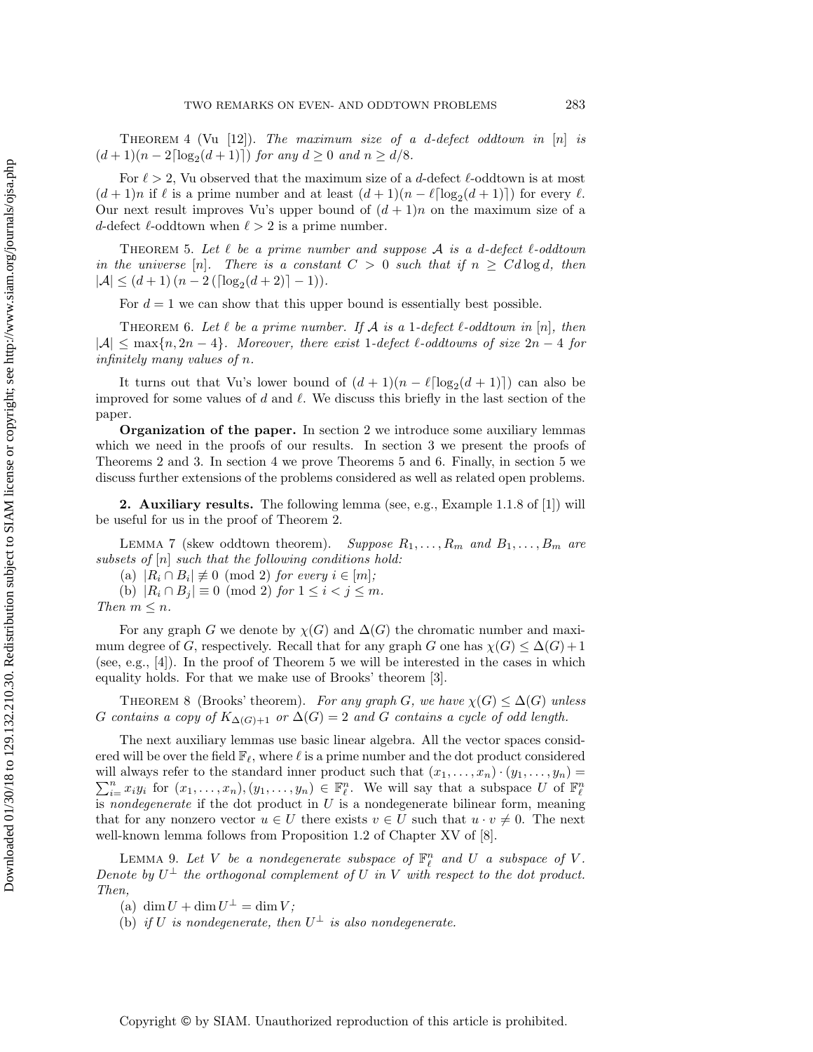THEOREM 4 (Vu [12]). *The maximum size of a $d$-defect oddtown in $[n]$ is $(d+1)(n-2\lceil\log_2(d+1)\rceil)$ for any $d \geq 0$ and $n \geq d/8$.*

For $\ell > 2$, Vu observed that the maximum size of a $d$-defect $\ell$-oddtown is at most $(d+1)n$ if $\ell$ is a prime number and at least $(d+1)(n-\ell\lceil\log_2(d+1)\rceil)$ for every $\ell$. Our next result improves Vu's upper bound of $(d+1)n$ on the maximum size of a $d$-defect $\ell$-oddtown when $\ell > 2$ is a prime number.

THEOREM 5. *Let $\ell$ be a prime number and suppose $\mathcal{A}$ is a $d$-defect $\ell$-oddtown in the universe $[n]$. There is a constant $C > 0$ such that if $n \geq Cd\log d$, then $|\mathcal{A}| \leq (d+1)\left(n - 2\left(\lceil\log_2(d+2)\rceil - 1\right)\right)$.*

For $d = 1$ we can show that this upper bound is essentially best possible.

THEOREM 6. *Let $\ell$ be a prime number. If $\mathcal{A}$ is a 1-defect $\ell$-oddtown in $[n]$, then $|\mathcal{A}| \leq \max\{n, 2n-4\}$. Moreover, there exist 1-defect $\ell$-oddtowns of size $2n-4$ for infinitely many values of $n$.*

It turns out that Vu's lower bound of $(d+1)(n-\ell\lceil\log_2(d+1)\rceil)$ can also be improved for some values of $d$ and $\ell$. We discuss this briefly in the last section of the paper.

**Organization of the paper.** In section 2 we introduce some auxiliary lemmas which we need in the proofs of our results. In section 3 we present the proofs of Theorems 2 and 3. In section 4 we prove Theorems 5 and 6. Finally, in section 5 we discuss further extensions of the problems considered as well as related open problems.

## 2. Auxiliary results.

The following lemma (see, e.g., Example 1.1.8 of [1]) will be useful for us in the proof of Theorem 2.

LEMMA 7 (skew oddtown theorem). *Suppose $R_1, \ldots, R_m$ and $B_1, \ldots, B_m$ are subsets of $[n]$ such that the following conditions hold:*

(a) $|R_i \cap B_i| \not\equiv 0 \pmod 2$ *for every $i \in [m]$;*

(b) $|R_i \cap B_j| \equiv 0 \pmod 2$ *for $1 \leq i < j \leq m$.*

*Then $m \leq n$.*

For any graph $G$ we denote by $\chi(G)$ and $\Delta(G)$ the chromatic number and maximum degree of $G$, respectively. Recall that for any graph $G$ one has $\chi(G) \leq \Delta(G)+1$ (see, e.g., [4]). In the proof of Theorem 5 we will be interested in the cases in which equality holds. For that we make use of Brooks' theorem [3].

THEOREM 8 (Brooks' theorem). *For any graph $G$, we have $\chi(G) \leq \Delta(G)$ unless $G$ contains a copy of $K_{\Delta(G)+1}$ or $\Delta(G) = 2$ and $G$ contains a cycle of odd length.*

The next auxiliary lemmas use basic linear algebra. All the vector spaces considered will be over the field $\mathbb{F}_\ell$, where $\ell$ is a prime number and the dot product considered will always refer to the standard inner product such that $(x_1, \ldots, x_n) \cdot (y_1, \ldots, y_n) = \sum_{i=}^{n} x_i y_i$ for $(x_1, \ldots, x_n), (y_1, \ldots, y_n) \in \mathbb{F}_\ell^n$. We will say that a subspace $U$ of $\mathbb{F}_\ell^n$ is *nondegenerate* if the dot product in $U$ is a nondegenerate bilinear form, meaning that for any nonzero vector $u \in U$ there exists $v \in U$ such that $u \cdot v \neq 0$. The next well-known lemma follows from Proposition 1.2 of Chapter XV of [8].

LEMMA 9. *Let $V$ be a nondegenerate subspace of $\mathbb{F}_\ell^n$ and $U$ a subspace of $V$. Denote by $U^\perp$ the orthogonal complement of $U$ in $V$ with respect to the dot product. Then,*

(a) $\dim U + \dim U^\perp = \dim V$;

(b) *if $U$ is nondegenerate, then $U^\perp$ is also nondegenerate.*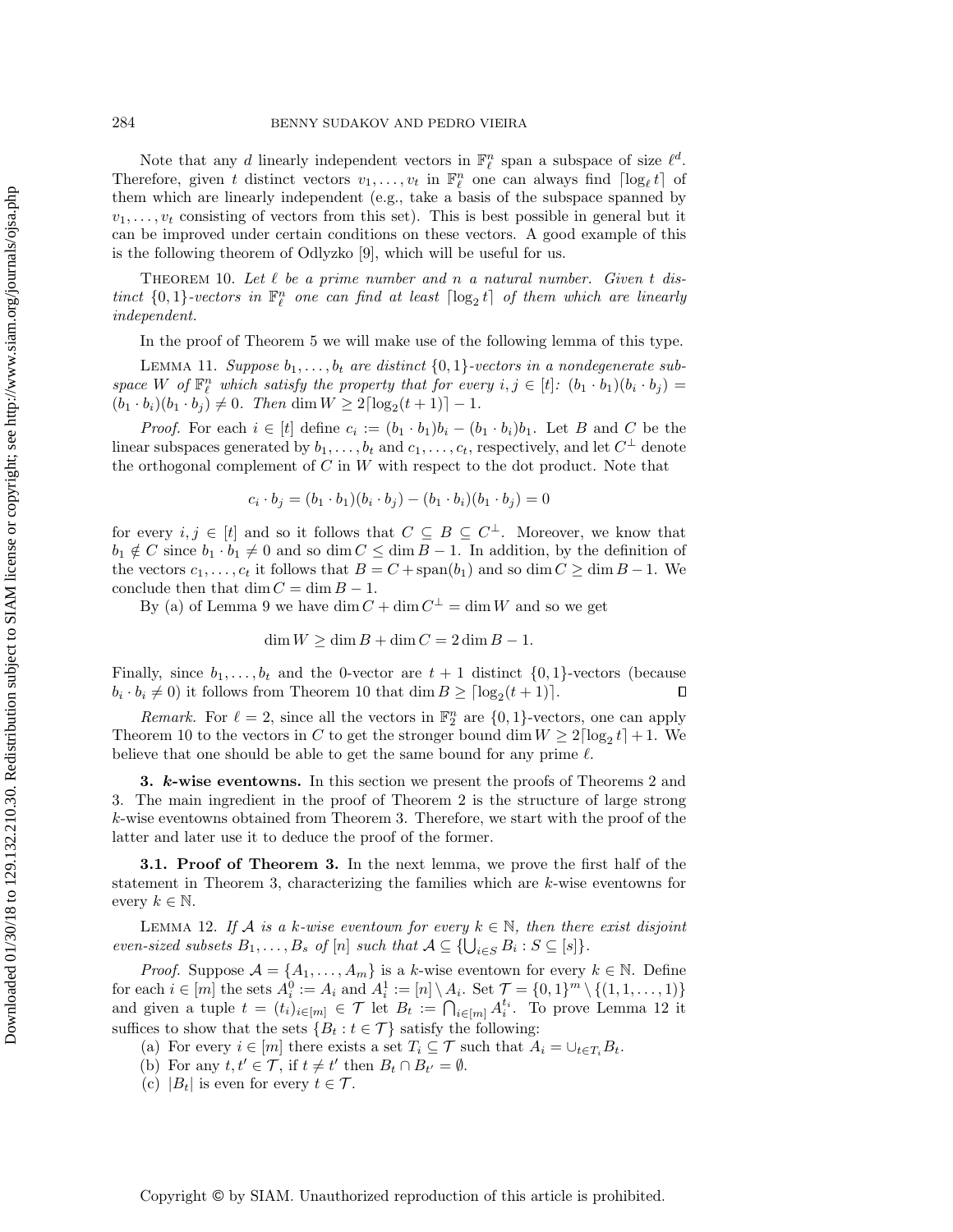Note that any $d$ linearly independent vectors in $\mathbb{F}_\ell^n$ span a subspace of size $\ell^d$. Therefore, given $t$ distinct vectors $v_1, \ldots, v_t$ in $\mathbb{F}_\ell^n$ one can always find $\lceil \log_\ell t \rceil$ of them which are linearly independent (e.g., take a basis of the subspace spanned by $v_1, \ldots, v_t$ consisting of vectors from this set). This is best possible in general but it can be improved under certain conditions on these vectors. A good example of this is the following theorem of Odlyzko [9], which will be useful for us.

THEOREM 10. *Let $\ell$ be a prime number and $n$ a natural number. Given $t$ distinct $\{0,1\}$-vectors in $\mathbb{F}_\ell^n$ one can find at least $\lceil \log_2 t \rceil$ of them which are linearly independent.*

In the proof of Theorem 5 we will make use of the following lemma of this type.

LEMMA 11. *Suppose $b_1, \ldots, b_t$ are distinct $\{0,1\}$-vectors in a nondegenerate subspace $W$ of $\mathbb{F}_\ell^n$ which satisfy the property that for every $i, j \in [t]$: $(b_1 \cdot b_1)(b_i \cdot b_j) = (b_1 \cdot b_i)(b_1 \cdot b_j) \neq 0$. Then $\dim W \geq 2\lceil \log_2(t+1) \rceil - 1$.*

*Proof.* For each $i \in [t]$ define $c_i := (b_1 \cdot b_1)b_i - (b_1 \cdot b_i)b_1$. Let $B$ and $C$ be the linear subspaces generated by $b_1, \ldots, b_t$ and $c_1, \ldots, c_t$, respectively, and let $C^\perp$ denote the orthogonal complement of $C$ in $W$ with respect to the dot product. Note that

$$c_i \cdot b_j = (b_1 \cdot b_1)(b_i \cdot b_j) - (b_1 \cdot b_i)(b_1 \cdot b_j) = 0$$

for every $i, j \in [t]$ and so it follows that $C \subseteq B \subseteq C^\perp$. Moreover, we know that $b_1 \notin C$ since $b_1 \cdot b_1 \neq 0$ and so $\dim C \leq \dim B - 1$. In addition, by the definition of the vectors $c_1, \ldots, c_t$ it follows that $B = C + \operatorname{span}(b_1)$ and so $\dim C \geq \dim B - 1$. We conclude then that $\dim C = \dim B - 1$.

By (a) of Lemma 9 we have $\dim C + \dim C^\perp = \dim W$ and so we get

$$\dim W \geq \dim B + \dim C = 2\dim B - 1.$$

Finally, since $b_1, \ldots, b_t$ and the 0-vector are $t+1$ distinct $\{0,1\}$-vectors (because $b_i \cdot b_i \neq 0$) it follows from Theorem 10 that $\dim B \geq \lceil \log_2(t+1) \rceil$. $\square$

*Remark.* For $\ell = 2$, since all the vectors in $\mathbb{F}_2^n$ are $\{0,1\}$-vectors, one can apply Theorem 10 to the vectors in $C$ to get the stronger bound $\dim W \geq 2\lceil \log_2 t \rceil + 1$. We believe that one should be able to get the same bound for any prime $\ell$.

## 3. *k*-wise eventowns.

In this section we present the proofs of Theorems 2 and 3. The main ingredient in the proof of Theorem 2 is the structure of large strong $k$-wise eventowns obtained from Theorem 3. Therefore, we start with the proof of the latter and later use it to deduce the proof of the former.

### 3.1. Proof of Theorem 3.

In the next lemma, we prove the first half of the statement in Theorem 3, characterizing the families which are $k$-wise eventowns for every $k \in \mathbb{N}$.

LEMMA 12. *If $\mathcal{A}$ is a $k$-wise eventown for every $k \in \mathbb{N}$, then there exist disjoint even-sized subsets $B_1, \ldots, B_s$ of $[n]$ such that $\mathcal{A} \subseteq \{\bigcup_{i \in S} B_i : S \subseteq [s]\}$.*

*Proof.* Suppose $\mathcal{A} = \{A_1, \ldots, A_m\}$ is a $k$-wise eventown for every $k \in \mathbb{N}$. Define for each $i \in [m]$ the sets $A_i^0 := A_i$ and $A_i^1 := [n] \setminus A_i$. Set $\mathcal{T} = \{0,1\}^m \setminus \{(1,1,\ldots,1)\}$ and given a tuple $t = (t_i)_{i \in [m]} \in \mathcal{T}$ let $B_t := \bigcap_{i \in [m]} A_i^{t_i}$. To prove Lemma 12 it suffices to show that the sets $\{B_t : t \in \mathcal{T}\}$ satisfy the following:

(a) For every $i \in [m]$ there exists a set $T_i \subseteq \mathcal{T}$ such that $A_i = \cup_{t \in T_i} B_t$.
(b) For any $t, t' \in \mathcal{T}$, if $t \neq t'$ then $B_t \cap B_{t'} = \emptyset$.
(c) $|B_t|$ is even for every $t \in \mathcal{T}$.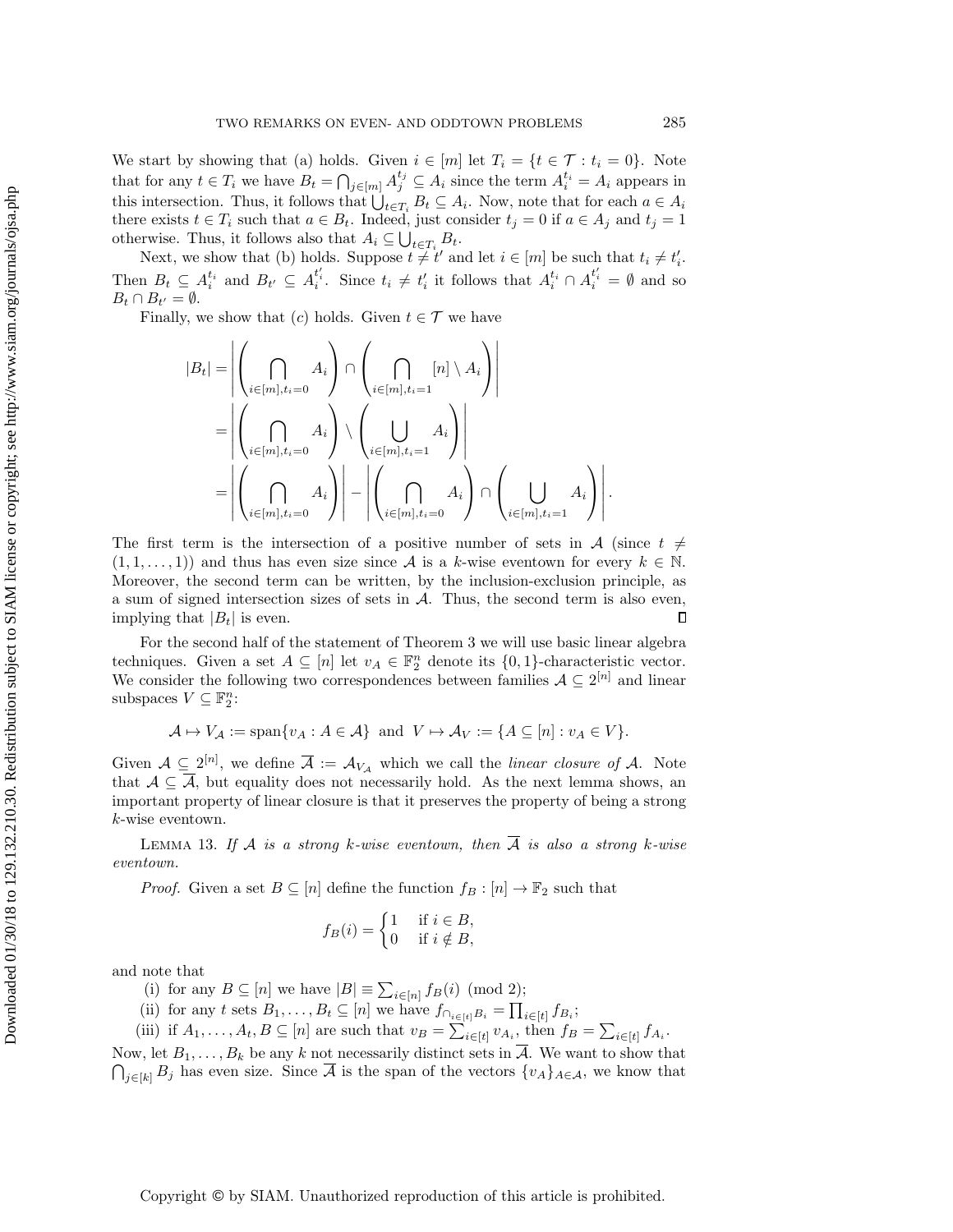We start by showing that (a) holds. Given $i \in [m]$ let $T_i = \{t \in \mathcal{T} : t_i = 0\}$. Note that for any $t \in T_i$ we have $B_t = \bigcap_{j \in [m]} A_j^{t_j} \subseteq A_i$ since the term $A_i^{t_i} = A_i$ appears in this intersection. Thus, it follows that $\bigcup_{t \in T_i} B_t \subseteq A_i$. Now, note that for each $a \in A_i$ there exists $t \in T_i$ such that $a \in B_t$. Indeed, just consider $t_j = 0$ if $a \in A_j$ and $t_j = 1$ otherwise. Thus, it follows also that $A_i \subseteq \bigcup_{t \in T_i} B_t$.

Next, we show that (b) holds. Suppose $t \neq t'$ and let $i \in [m]$ be such that $t_i \neq t'_i$. Then $B_t \subseteq A_i^{t_i}$ and $B_{t'} \subseteq A_i^{t'_i}$. Since $t_i \neq t'_i$ it follows that $A_i^{t_i} \cap A_i^{t'_i} = \emptyset$ and so $B_t \cap B_{t'} = \emptyset$.

Finally, we show that $(c)$ holds. Given $t \in \mathcal{T}$ we have

$$
\begin{aligned}
|B_t| &= \left| \left( \bigcap_{i \in [m], t_i = 0} A_i \right) \cap \left( \bigcap_{i \in [m], t_i = 1} [n] \setminus A_i \right) \right| \\
&= \left| \left( \bigcap_{i \in [m], t_i = 0} A_i \right) \setminus \left( \bigcup_{i \in [m], t_i = 1} A_i \right) \right| \\
&= \left| \left( \bigcap_{i \in [m], t_i = 0} A_i \right) \right| - \left| \left( \bigcap_{i \in [m], t_i = 0} A_i \right) \cap \left( \bigcup_{i \in [m], t_i = 1} A_i \right) \right|.
\end{aligned}
$$

The first term is the intersection of a positive number of sets in $\mathcal{A}$ (since $t \neq (1, 1, \ldots, 1)$) and thus has even size since $\mathcal{A}$ is a $k$-wise eventown for every $k \in \mathbb{N}$. Moreover, the second term can be written, by the inclusion-exclusion principle, as a sum of signed intersection sizes of sets in $\mathcal{A}$. Thus, the second term is also even, implying that $|B_t|$ is even. ∎

For the second half of the statement of Theorem 3 we will use basic linear algebra techniques. Given a set $A \subseteq [n]$ let $v_A \in \mathbb{F}_2^n$ denote its $\{0,1\}$-characteristic vector. We consider the following two correspondences between families $\mathcal{A} \subseteq 2^{[n]}$ and linear subspaces $V \subseteq \mathbb{F}_2^n$:

$$
\mathcal{A} \mapsto V_{\mathcal{A}} := \operatorname{span}\{v_A : A \in \mathcal{A}\} \text{ and } V \mapsto \mathcal{A}_V := \{A \subseteq [n] : v_A \in V\}.
$$

Given $\mathcal{A} \subseteq 2^{[n]}$, we define $\overline{\mathcal{A}} := \mathcal{A}_{V_{\mathcal{A}}}$ which we call the *linear closure of* $\mathcal{A}$. Note that $\mathcal{A} \subseteq \overline{\mathcal{A}}$, but equality does not necessarily hold. As the next lemma shows, an important property of linear closure is that it preserves the property of being a strong $k$-wise eventown.

Lemma 13. *If $\mathcal{A}$ is a strong $k$-wise eventown, then $\overline{\mathcal{A}}$ is also a strong $k$-wise eventown.*

*Proof.* Given a set $B \subseteq [n]$ define the function $f_B : [n] \to \mathbb{F}_2$ such that

$$
f_B(i) = \begin{cases} 1 & \text{if } i \in B, \\ 0 & \text{if } i \notin B, \end{cases}
$$

and note that

(i) for any $B \subseteq [n]$ we have $|B| \equiv \sum_{i \in [n]} f_B(i) \pmod 2$;

(ii) for any $t$ sets $B_1, \ldots, B_t \subseteq [n]$ we have $f_{\cap_{i \in [t]} B_i} = \prod_{i \in [t]} f_{B_i}$;

(iii) if $A_1, \ldots, A_t, B \subseteq [n]$ are such that $v_B = \sum_{i \in [t]} v_{A_i}$, then $f_B = \sum_{i \in [t]} f_{A_i}$.

Now, let $B_1, \ldots, B_k$ be any $k$ not necessarily distinct sets in $\overline{\mathcal{A}}$. We want to show that $\bigcap_{j \in [k]} B_j$ has even size. Since $\overline{\mathcal{A}}$ is the span of the vectors $\{v_A\}_{A \in \mathcal{A}}$, we know that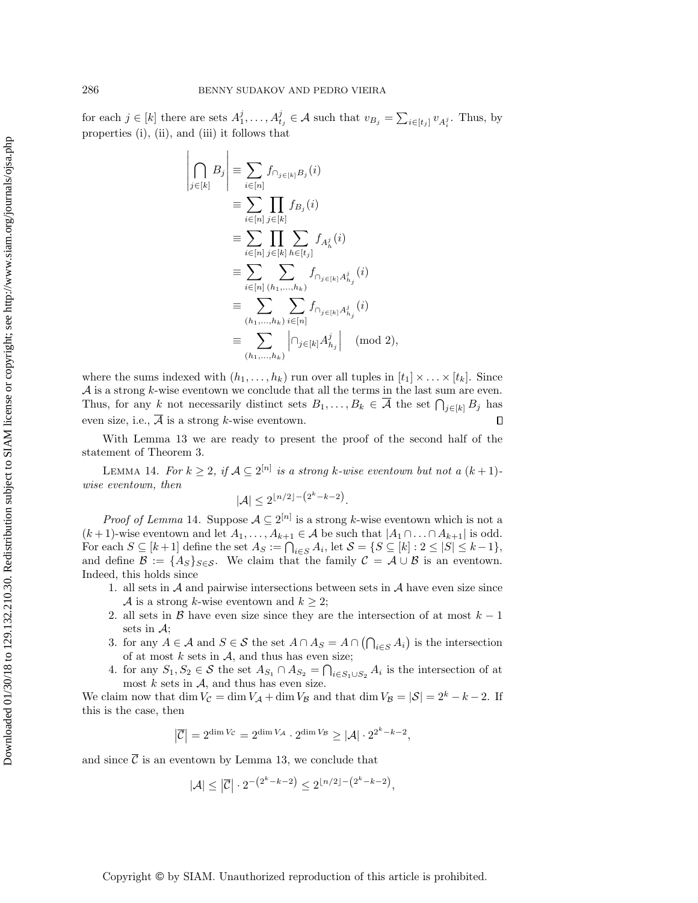for each $j \in [k]$ there are sets $A_1^j, \ldots, A_{t_j}^j \in \mathcal{A}$ such that $v_{B_j} = \sum_{i \in [t_j]} v_{A_i^j}$. Thus, by properties (i), (ii), and (iii) it follows that

$$
\begin{aligned}
\left| \bigcap_{j \in [k]} B_j \right| &\equiv \sum_{i \in [n]} f_{\cap_{j \in [k]} B_j}(i) \\
&\equiv \sum_{i \in [n]} \prod_{j \in [k]} f_{B_j}(i) \\
&\equiv \sum_{i \in [n]} \prod_{j \in [k]} \sum_{h \in [t_j]} f_{A_h^j}(i) \\
&\equiv \sum_{i \in [n]} \sum_{(h_1, \ldots, h_k)} f_{\cap_{j \in [k]} A_{h_j}^j}(i) \\
&\equiv \sum_{(h_1, \ldots, h_k)} \sum_{i \in [n]} f_{\cap_{j \in [k]} A_{h_j}^j}(i) \\
&\equiv \sum_{(h_1, \ldots, h_k)} \left| \cap_{j \in [k]} A_{h_j}^j \right| \pmod 2,
\end{aligned}
$$

where the sums indexed with $(h_1, \ldots, h_k)$ run over all tuples in $[t_1] \times \ldots \times [t_k]$. Since $\mathcal{A}$ is a strong $k$-wise eventown we conclude that all the terms in the last sum are even. Thus, for any $k$ not necessarily distinct sets $B_1, \ldots, B_k \in \overline{\mathcal{A}}$ the set $\bigcap_{j \in [k]} B_j$ has even size, i.e., $\overline{\mathcal{A}}$ is a strong $k$-wise eventown. $\square$

With Lemma 13 we are ready to present the proof of the second half of the statement of Theorem 3.

Lemma 14. *For $k \geq 2$, if $\mathcal{A} \subseteq 2^{[n]}$ is a strong $k$-wise eventown but not a $(k+1)$-wise eventown, then*

$$
|\mathcal{A}| \leq 2^{\lfloor n/2 \rfloor - (2^k - k - 2)}.
$$

*Proof of Lemma* 14. Suppose $\mathcal{A} \subseteq 2^{[n]}$ is a strong $k$-wise eventown which is not a $(k+1)$-wise eventown and let $A_1, \ldots, A_{k+1} \in \mathcal{A}$ be such that $|A_1 \cap \ldots \cap A_{k+1}|$ is odd. For each $S \subseteq [k+1]$ define the set $A_S := \bigcap_{i \in S} A_i$, let $\mathcal{S} = \{S \subseteq [k] : 2 \leq |S| \leq k-1\}$, and define $\mathcal{B} := \{A_S\}_{S \in \mathcal{S}}$. We claim that the family $\mathcal{C} = \mathcal{A} \cup \mathcal{B}$ is an eventown. Indeed, this holds since

1. all sets in $\mathcal{A}$ and pairwise intersections between sets in $\mathcal{A}$ have even size since $\mathcal{A}$ is a strong $k$-wise eventown and $k \geq 2$;
2. all sets in $\mathcal{B}$ have even size since they are the intersection of at most $k-1$ sets in $\mathcal{A}$;
3. for any $A \in \mathcal{A}$ and $S \in \mathcal{S}$ the set $A \cap A_S = A \cap \left(\bigcap_{i \in S} A_i\right)$ is the intersection of at most $k$ sets in $\mathcal{A}$, and thus has even size;
4. for any $S_1, S_2 \in \mathcal{S}$ the set $A_{S_1} \cap A_{S_2} = \bigcap_{i \in S_1 \cup S_2} A_i$ is the intersection of at most $k$ sets in $\mathcal{A}$, and thus has even size.

We claim now that $\dim V_{\mathcal{C}} = \dim V_{\mathcal{A}} + \dim V_{\mathcal{B}}$ and that $\dim V_{\mathcal{B}} = |\mathcal{S}| = 2^k - k - 2$. If this is the case, then

$$
\left|\overline{\mathcal{C}}\right| = 2^{\dim V_{\mathcal{C}}} = 2^{\dim V_{\mathcal{A}}} \cdot 2^{\dim V_{\mathcal{B}}} \geq |\mathcal{A}| \cdot 2^{2^k - k - 2},
$$

and since $\overline{\mathcal{C}}$ is an eventown by Lemma 13, we conclude that

$$
|\mathcal{A}| \leq \left|\overline{\mathcal{C}}\right| \cdot 2^{-(2^k - k - 2)} \leq 2^{\lfloor n/2 \rfloor - (2^k - k - 2)},
$$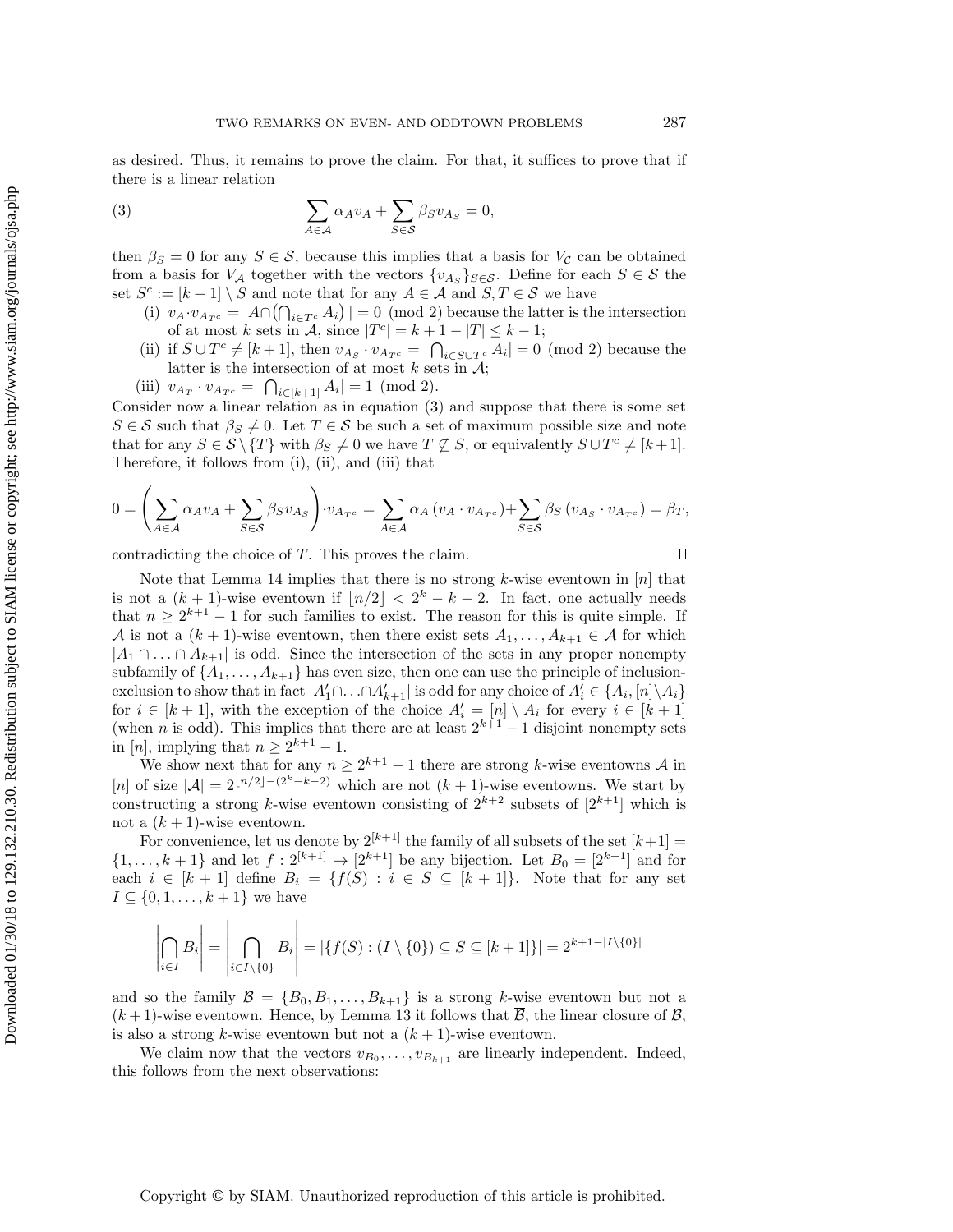as desired. Thus, it remains to prove the claim. For that, it suffices to prove that if there is a linear relation

$$\sum_{A\in\mathcal{A}} \alpha_A v_A + \sum_{S\in\mathcal{S}} \beta_S v_{A_S} = 0, \tag{3}$$

then $\beta_S = 0$ for any $S \in \mathcal{S}$, because this implies that a basis for $V_\mathcal{C}$ can be obtained from a basis for $V_\mathcal{A}$ together with the vectors $\{v_{A_S}\}_{S\in\mathcal{S}}$. Define for each $S \in \mathcal{S}$ the set $S^c := [k+1] \setminus S$ and note that for any $A \in \mathcal{A}$ and $S, T \in \mathcal{S}$ we have

(i) $v_A \cdot v_{A_{T^c}} = |A \cap \big(\bigcap_{i\in T^c} A_i\big)| = 0 \pmod 2$ because the latter is the intersection of at most $k$ sets in $\mathcal{A}$, since $|T^c| = k+1-|T| \le k-1$;

(ii) if $S \cup T^c \neq [k+1]$, then $v_{A_S} \cdot v_{A_{T^c}} = |\bigcap_{i\in S\cup T^c} A_i| = 0 \pmod 2$ because the latter is the intersection of at most $k$ sets in $\mathcal{A}$;

(iii) $v_{A_T} \cdot v_{A_{T^c}} = |\bigcap_{i\in[k+1]} A_i| = 1 \pmod 2$.

Consider now a linear relation as in equation (3) and suppose that there is some set $S \in \mathcal{S}$ such that $\beta_S \neq 0$. Let $T \in \mathcal{S}$ be such a set of maximum possible size and note that for any $S \in \mathcal{S}\setminus\{T\}$ with $\beta_S \neq 0$ we have $T \not\subseteq S$, or equivalently $S \cup T^c \neq [k+1]$. Therefore, it follows from (i), (ii), and (iii) that

$$0 = \left(\sum_{A\in\mathcal{A}} \alpha_A v_A + \sum_{S\in\mathcal{S}} \beta_S v_{A_S}\right)\cdot v_{A_{T^c}} = \sum_{A\in\mathcal{A}} \alpha_A \left(v_A \cdot v_{A_{T^c}}\right) + \sum_{S\in\mathcal{S}} \beta_S \left(v_{A_S}\cdot v_{A_{T^c}}\right) = \beta_T,$$

contradicting the choice of $T$. This proves the claim. ∎

Note that Lemma 14 implies that there is no strong $k$-wise eventown in $[n]$ that is not a $(k+1)$-wise eventown if $\lfloor n/2\rfloor < 2^k - k - 2$. In fact, one actually needs that $n \geq 2^{k+1}-1$ for such families to exist. The reason for this is quite simple. If $\mathcal{A}$ is not a $(k+1)$-wise eventown, then there exist sets $A_1, \dots, A_{k+1} \in \mathcal{A}$ for which $|A_1 \cap \dots A_{k+1}|$ is odd. Since the intersection of the sets in any proper nonempty subfamily of $\{A_1, \dots, A_{k+1}\}$ has even size, then one can use the principle of inclusion-exclusion to show that in fact $|A'_1 \cap \dots \cap A'_{k+1}|$ is odd for any choice of $A'_i \in \{A_i, [n]\setminus A_i\}$ for $i \in [k+1]$, with the exception of the choice $A'_i = [n]\setminus A_i$ for every $i \in [k+1]$ (when $n$ is odd). This implies that there are at least $2^{k+1}-1$ disjoint nonempty sets in $[n]$, implying that $n \geq 2^{k+1}-1$.

We show next that for any $n \geq 2^{k+1}-1$ there are strong $k$-wise eventowns $\mathcal{A}$ in $[n]$ of size $|\mathcal{A}| = 2^{\lfloor n/2\rfloor - (2^k-k-2)}$ which are not $(k+1)$-wise eventowns. We start by constructing a strong $k$-wise eventown consisting of $2^{k+2}$ subsets of $[2^{k+1}]$ which is not a $(k+1)$-wise eventown.

For convenience, let us denote by $2^{[k+1]}$ the family of all subsets of the set $[k+1] = \{1, \dots, k+1\}$ and let $f : 2^{[k+1]} \to [2^{k+1}]$ be any bijection. Let $B_0 = [2^{k+1}]$ and for each $i \in [k+1]$ define $B_i = \{f(S) : i \in S \subseteq [k+1]\}$. Note that for any set $I \subseteq \{0, 1, \dots, k+1\}$ we have

$$\left|\bigcap_{i\in I} B_i\right| = \left|\bigcap_{i\in I\setminus\{0\}} B_i\right| = |\{f(S) : (I\setminus\{0\}) \subseteq S \subseteq [k+1]\}| = 2^{k+1-|I\setminus\{0\}|}$$

and so the family $\mathcal{B} = \{B_0, B_1, \dots, B_{k+1}\}$ is a strong $k$-wise eventown but not a $(k+1)$-wise eventown. Hence, by Lemma 13 it follows that $\overline{\mathcal{B}}$, the linear closure of $\mathcal{B}$, is also a strong $k$-wise eventown but not a $(k+1)$-wise eventown.

We claim now that the vectors $v_{B_0}, \dots, v_{B_{k+1}}$ are linearly independent. Indeed, this follows from the next observations: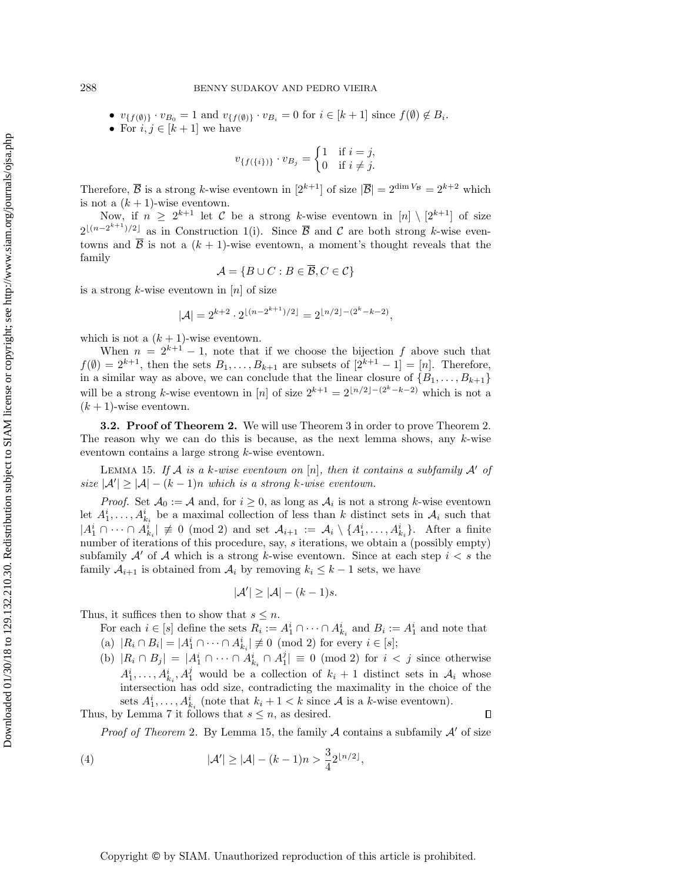- $v_{\{f(\emptyset)\}} \cdot v_{B_0} = 1$ and $v_{\{f(\emptyset)\}} \cdot v_{B_i} = 0$ for $i \in [k+1]$ since $f(\emptyset) \notin B_i$.
- For $i, j \in [k+1]$ we have

$$v_{\{f(\{i\})\}} \cdot v_{B_j} = \begin{cases} 1 & \text{if } i = j, \\ 0 & \text{if } i \neq j. \end{cases}$$

Therefore, $\overline{\mathcal{B}}$ is a strong $k$-wise eventown in $[2^{k+1}]$ of size $|\overline{\mathcal{B}}| = 2^{\dim V_{\mathcal{B}}} = 2^{k+2}$ which is not a $(k+1)$-wise eventown.

Now, if $n \geq 2^{k+1}$ let $\mathcal{C}$ be a strong $k$-wise eventown in $[n] \setminus [2^{k+1}]$ of size $2^{\lfloor (n-2^{k+1})/2 \rfloor}$ as in Construction 1(i). Since $\overline{\mathcal{B}}$ and $\mathcal{C}$ are both strong $k$-wise eventowns and $\overline{\mathcal{B}}$ is not a $(k+1)$-wise eventown, a moment's thought reveals that the family

$$\mathcal{A} = \{B \cup C : B \in \overline{\mathcal{B}}, C \in \mathcal{C}\}$$

is a strong $k$-wise eventown in $[n]$ of size

$$|\mathcal{A}| = 2^{k+2} \cdot 2^{\lfloor (n-2^{k+1})/2 \rfloor} = 2^{\lfloor n/2 \rfloor - (2^k - k - 2)},$$

which is not a $(k+1)$-wise eventown.

When $n = 2^{k+1} - 1$, note that if we choose the bijection $f$ above such that $f(\emptyset) = 2^{k+1}$, then the sets $B_1, \dots, B_{k+1}$ are subsets of $[2^{k+1} - 1] = [n]$. Therefore, in a similar way as above, we can conclude that the linear closure of $\{B_1, \dots, B_{k+1}\}$ will be a strong $k$-wise eventown in $[n]$ of size $2^{k+1} = 2^{\lfloor n/2 \rfloor - (2^k - k - 2)}$ which is not a $(k+1)$-wise eventown.

### 3.2. Proof of Theorem 2.

We will use Theorem 3 in order to prove Theorem 2. The reason why we can do this is because, as the next lemma shows, any $k$-wise eventown contains a large strong $k$-wise eventown.

Lemma 15. *If $\mathcal{A}$ is a $k$-wise eventown on $[n]$, then it contains a subfamily $\mathcal{A}'$ of size $|\mathcal{A}'| \geq |\mathcal{A}| - (k-1)n$ which is a strong $k$-wise eventown.*

*Proof.* Set $\mathcal{A}_0 := \mathcal{A}$ and, for $i \geq 0$, as long as $\mathcal{A}_i$ is not a strong $k$-wise eventown let $A_1^i, \dots, A_{k_i}^i$ be a maximal collection of less than $k$ distinct sets in $\mathcal{A}_i$ such that $|A_1^i \cap \dots \cap A_{k_i}^i| \not\equiv 0 \pmod 2$ and set $\mathcal{A}_{i+1} := \mathcal{A}_i \setminus \{A_1^i, \dots, A_{k_i}^i\}$. After a finite number of iterations of this procedure, say, $s$ iterations, we obtain a (possibly empty) subfamily $\mathcal{A}'$ of $\mathcal{A}$ which is a strong $k$-wise eventown. Since at each step $i < s$ the family $\mathcal{A}_{i+1}$ is obtained from $\mathcal{A}_i$ by removing $k_i \leq k-1$ sets, we have

$$|\mathcal{A}'| \geq |\mathcal{A}| - (k-1)s.$$

Thus, it suffices then to show that $s \leq n$.

For each $i \in [s]$ define the sets $R_i := A_1^i \cap \dots \cap A_{k_i}^i$ and $B_i := A_1^i$ and note that

(a) $|R_i \cap B_i| = |A_1^i \cap \dots \cap A_{k_i}^i| \not\equiv 0 \pmod 2$ for every $i \in [s]$;

(b) $|R_i \cap B_j| = |A_1^i \cap \dots \cap A_{k_i}^i \cap A_1^j| \equiv 0 \pmod 2$ for $i < j$ since otherwise $A_1^i, \dots, A_{k_i}^i, A_1^j$ would be a collection of $k_i + 1$ distinct sets in $\mathcal{A}_i$ whose intersection has odd size, contradicting the maximality in the choice of the sets $A_1^i, \dots, A_{k_i}^i$ (note that $k_i + 1 < k$ since $\mathcal{A}$ is a $k$-wise eventown).

Thus, by Lemma 7 it follows that $s \leq n$, as desired. $\square$

*Proof of Theorem* 2. By Lemma 15, the family $\mathcal{A}$ contains a subfamily $\mathcal{A}'$ of size

$$|\mathcal{A}'| \geq |\mathcal{A}| - (k-1)n > \frac{3}{4} 2^{\lfloor n/2 \rfloor}, \tag{4}$$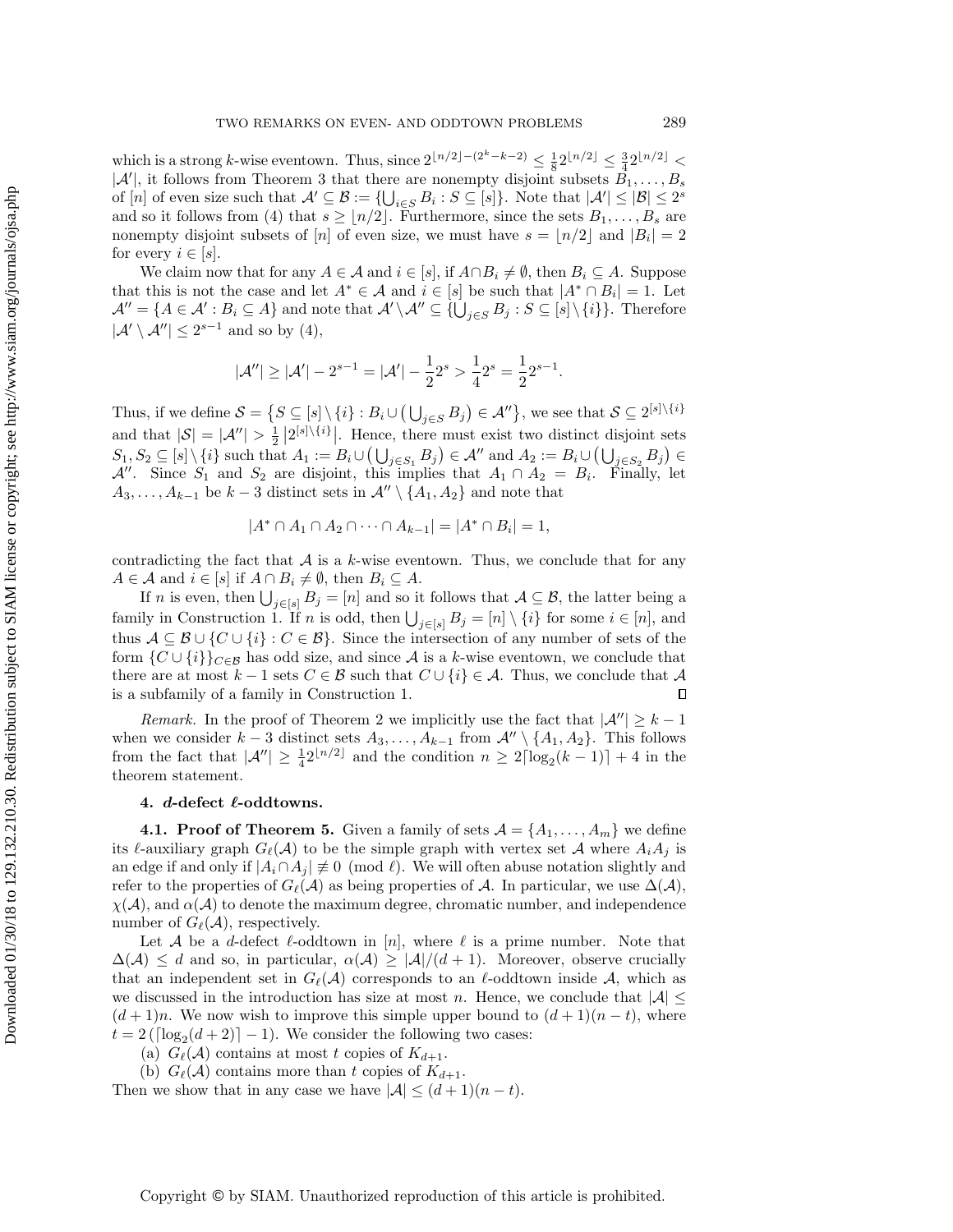which is a strong $k$-wise eventown. Thus, since $2^{\lfloor n/2 \rfloor - (2^k - k - 2)} \leq \frac{1}{8} 2^{\lfloor n/2 \rfloor} \leq \frac{3}{4} 2^{\lfloor n/2 \rfloor} < |\mathcal{A}'|$, it follows from Theorem 3 that there are nonempty disjoint subsets $B_1, \ldots, B_s$ of $[n]$ of even size such that $\mathcal{A}' \subseteq \mathcal{B} := \{\bigcup_{i \in S} B_i : S \subseteq [s]\}$. Note that $|\mathcal{A}'| \leq |\mathcal{B}| \leq 2^s$ and so it follows from (4) that $s \geq \lfloor n/2 \rfloor$. Furthermore, since the sets $B_1, \ldots, B_s$ are nonempty disjoint subsets of $[n]$ of even size, we must have $s = \lfloor n/2 \rfloor$ and $|B_i| = 2$ for every $i \in [s]$.

We claim now that for any $A \in \mathcal{A}$ and $i \in [s]$, if $A \cap B_i \neq \emptyset$, then $B_i \subseteq A$. Suppose that this is not the case and let $A^* \in \mathcal{A}$ and $i \in [s]$ be such that $|A^* \cap B_i| = 1$. Let $\mathcal{A}'' = \{A \in \mathcal{A}' : B_i \subseteq A\}$ and note that $\mathcal{A}' \setminus \mathcal{A}'' \subseteq \{\bigcup_{j \in S} B_j : S \subseteq [s] \setminus \{i\}\}$. Therefore $|\mathcal{A}' \setminus \mathcal{A}''| \leq 2^{s-1}$ and so by (4),

$$|\mathcal{A}''| \geq |\mathcal{A}'| - 2^{s-1} = |\mathcal{A}'| - \frac{1}{2} 2^s > \frac{1}{4} 2^s = \frac{1}{2} 2^{s-1}.$$

Thus, if we define $\mathcal{S} = \{S \subseteq [s] \setminus \{i\} : B_i \cup (\bigcup_{j \in S} B_j) \in \mathcal{A}''\}$, we see that $\mathcal{S} \subseteq 2^{[s] \setminus \{i\}}$ and that $|\mathcal{S}| = |\mathcal{A}''| > \frac{1}{2} |2^{[s] \setminus \{i\}}|$. Hence, there must exist two distinct disjoint sets $S_1, S_2 \subseteq [s] \setminus \{i\}$ such that $A_1 := B_i \cup (\bigcup_{j \in S_1} B_j) \in \mathcal{A}''$ and $A_2 := B_i \cup (\bigcup_{j \in S_2} B_j) \in \mathcal{A}''$. Since $S_1$ and $S_2$ are disjoint, this implies that $A_1 \cap A_2 = B_i$. Finally, let $A_3, \ldots, A_{k-1}$ be $k - 3$ distinct sets in $\mathcal{A}'' \setminus \{A_1, A_2\}$ and note that

$$|A^* \cap A_1 \cap A_2 \cap \cdots \cap A_{k-1}| = |A^* \cap B_i| = 1,$$

contradicting the fact that $\mathcal{A}$ is a $k$-wise eventown. Thus, we conclude that for any $A \in \mathcal{A}$ and $i \in [s]$ if $A \cap B_i \neq \emptyset$, then $B_i \subseteq A$.

If $n$ is even, then $\bigcup_{j \in [s]} B_j = [n]$ and so it follows that $\mathcal{A} \subseteq \mathcal{B}$, the latter being a family in Construction 1. If $n$ is odd, then $\bigcup_{j \in [s]} B_j = [n] \setminus \{i\}$ for some $i \in [n]$, and thus $\mathcal{A} \subseteq \mathcal{B} \cup \{C \cup \{i\} : C \in \mathcal{B}\}$. Since the intersection of any number of sets of the form $\{C \cup \{i\}\}_{C \in \mathcal{B}}$ has odd size, and since $\mathcal{A}$ is a $k$-wise eventown, we conclude that there are at most $k - 1$ sets $C \in \mathcal{B}$ such that $C \cup \{i\} \in \mathcal{A}$. Thus, we conclude that $\mathcal{A}$ is a subfamily of a family in Construction 1. $\square$

*Remark.* In the proof of Theorem 2 we implicitly use the fact that $|\mathcal{A}''| \geq k - 1$ when we consider $k - 3$ distinct sets $A_3, \ldots, A_{k-1}$ from $\mathcal{A}'' \setminus \{A_1, A_2\}$. This follows from the fact that $|\mathcal{A}''| \geq \frac{1}{4} 2^{\lfloor n/2 \rfloor}$ and the condition $n \geq 2\lceil \log_2(k - 1) \rceil + 4$ in the theorem statement.

## 4. $d$-defect $\ell$-oddtowns.

### 4.1. Proof of Theorem 5.

Given a family of sets $\mathcal{A} = \{A_1, \ldots, A_m\}$ we define its $\ell$-auxiliary graph $G_\ell(\mathcal{A})$ to be the simple graph with vertex set $\mathcal{A}$ where $A_i A_j$ is an edge if and only if $|A_i \cap A_j| \not\equiv 0 \pmod{\ell}$. We will often abuse notation slightly and refer to the properties of $G_\ell(\mathcal{A})$ as being properties of $\mathcal{A}$. In particular, we use $\Delta(\mathcal{A})$, $\chi(\mathcal{A})$, and $\alpha(\mathcal{A})$ to denote the maximum degree, chromatic number, and independence number of $G_\ell(\mathcal{A})$, respectively.

Let $\mathcal{A}$ be a $d$-defect $\ell$-oddtown in $[n]$, where $\ell$ is a prime number. Note that $\Delta(\mathcal{A}) \leq d$ and so, in particular, $\alpha(\mathcal{A}) \geq |\mathcal{A}|/(d + 1)$. Moreover, observe crucially that an independent set in $G_\ell(\mathcal{A})$ corresponds to an $\ell$-oddtown inside $\mathcal{A}$, which as we discussed in the introduction has size at most $n$. Hence, we conclude that $|\mathcal{A}| \leq (d + 1)n$. We now wish to improve this simple upper bound to $(d + 1)(n - t)$, where $t = 2(\lceil \log_2(d + 2) \rceil - 1)$. We consider the following two cases:

(a) $G_\ell(\mathcal{A})$ contains at most $t$ copies of $K_{d+1}$.

(b) $G_\ell(\mathcal{A})$ contains more than $t$ copies of $K_{d+1}$.

Then we show that in any case we have $|\mathcal{A}| \leq (d + 1)(n - t)$.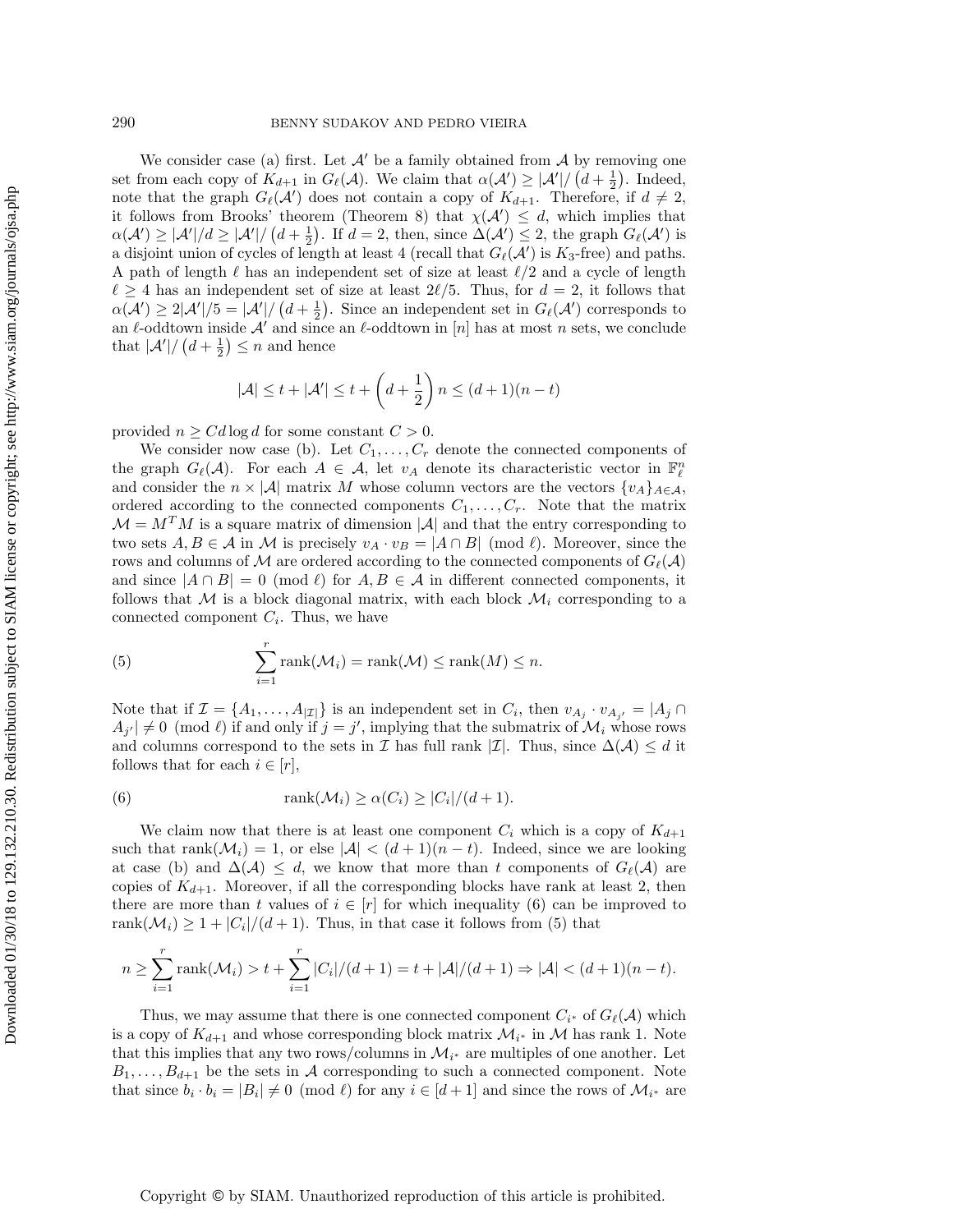We consider case (a) first. Let $\mathcal{A}'$ be a family obtained from $\mathcal{A}$ by removing one set from each copy of $K_{d+1}$ in $G_\ell(\mathcal{A})$. We claim that $\alpha(\mathcal{A}') \geq |\mathcal{A}'|/\left(d+\frac{1}{2}\right)$. Indeed, note that the graph $G_\ell(\mathcal{A}')$ does not contain a copy of $K_{d+1}$. Therefore, if $d \neq 2$, it follows from Brooks' theorem (Theorem 8) that $\chi(\mathcal{A}') \leq d$, which implies that $\alpha(\mathcal{A}') \geq |\mathcal{A}'|/d \geq |\mathcal{A}'|/\left(d+\frac{1}{2}\right)$. If $d = 2$, then, since $\Delta(\mathcal{A}') \leq 2$, the graph $G_\ell(\mathcal{A}')$ is a disjoint union of cycles of length at least 4 (recall that $G_\ell(\mathcal{A}')$ is $K_3$-free) and paths. A path of length $\ell$ has an independent set of size at least $\ell/2$ and a cycle of length $\ell \geq 4$ has an independent set of size at least $2\ell/5$. Thus, for $d = 2$, it follows that $\alpha(\mathcal{A}') \geq 2|\mathcal{A}'|/5 = |\mathcal{A}'|/\left(d+\frac{1}{2}\right)$. Since an independent set in $G_\ell(\mathcal{A}')$ corresponds to an $\ell$-oddtown inside $\mathcal{A}'$ and since an $\ell$-oddtown in $[n]$ has at most $n$ sets, we conclude that $|\mathcal{A}'|/\left(d+\frac{1}{2}\right) \leq n$ and hence

$$|\mathcal{A}| \leq t + |\mathcal{A}'| \leq t + \left(d+\frac{1}{2}\right)n \leq (d+1)(n-t)$$

provided $n \geq Cd\log d$ for some constant $C > 0$.

We consider now case (b). Let $C_1, \ldots, C_r$ denote the connected components of the graph $G_\ell(\mathcal{A})$. For each $A \in \mathcal{A}$, let $v_A$ denote its characteristic vector in $\mathbb{F}_\ell^n$ and consider the $n \times |\mathcal{A}|$ matrix $M$ whose column vectors are the vectors $\{v_A\}_{A\in\mathcal{A}}$, ordered according to the connected components $C_1, \ldots, C_r$. Note that the matrix $\mathcal{M} = M^T M$ is a square matrix of dimension $|\mathcal{A}|$ and that the entry corresponding to two sets $A, B \in \mathcal{A}$ in $\mathcal{M}$ is precisely $v_A \cdot v_B = |A \cap B| \pmod{\ell}$. Moreover, since the rows and columns of $\mathcal{M}$ are ordered according to the connected components of $G_\ell(\mathcal{A})$ and since $|A \cap B| = 0 \pmod{\ell}$ for $A, B \in \mathcal{A}$ in different connected components, it follows that $\mathcal{M}$ is a block diagonal matrix, with each block $\mathcal{M}_i$ corresponding to a connected component $C_i$. Thus, we have

$$\sum_{i=1}^{r} \text{rank}(\mathcal{M}_i) = \text{rank}(\mathcal{M}) \leq \text{rank}(M) \leq n. \tag{5}$$

Note that if $\mathcal{I} = \{A_1, \ldots, A_{|\mathcal{I}|}\}$ is an independent set in $C_i$, then $v_{A_j} \cdot v_{A_{j'}} = |A_j \cap A_{j'}| \neq 0 \pmod{\ell}$ if and only if $j = j'$, implying that the submatrix of $\mathcal{M}_i$ whose rows and columns correspond to the sets in $\mathcal{I}$ has full rank $|\mathcal{I}|$. Thus, since $\Delta(\mathcal{A}) \leq d$ it follows that for each $i \in [r]$,

$$\text{rank}(\mathcal{M}_i) \geq \alpha(C_i) \geq |C_i|/(d+1). \tag{6}$$

We claim now that there is at least one component $C_i$ which is a copy of $K_{d+1}$ such that $\text{rank}(\mathcal{M}_i) = 1$, or else $|\mathcal{A}| < (d+1)(n-t)$. Indeed, since we are looking at case (b) and $\Delta(\mathcal{A}) \leq d$, we know that more than $t$ components of $G_\ell(\mathcal{A})$ are copies of $K_{d+1}$. Moreover, if all the corresponding blocks have rank at least 2, then there are more than $t$ values of $i \in [r]$ for which inequality (6) can be improved to $\text{rank}(\mathcal{M}_i) \geq 1 + |C_i|/(d+1)$. Thus, in that case it follows from (5) that

$$n \geq \sum_{i=1}^{r} \text{rank}(\mathcal{M}_i) > t + \sum_{i=1}^{r} |C_i|/(d+1) = t + |\mathcal{A}|/(d+1) \Rightarrow |\mathcal{A}| < (d+1)(n-t).$$

Thus, we may assume that there is one connected component $C_{i^*}$ of $G_\ell(\mathcal{A})$ which is a copy of $K_{d+1}$ and whose corresponding block matrix $\mathcal{M}_{i^*}$ in $\mathcal{M}$ has rank 1. Note that this implies that any two rows/columns in $\mathcal{M}_{i^*}$ are multiples of one another. Let $B_1, \ldots, B_{d+1}$ be the sets in $\mathcal{A}$ corresponding to such a connected component. Note that since $b_i \cdot b_i = |B_i| \neq 0 \pmod{\ell}$ for any $i \in [d+1]$ and since the rows of $\mathcal{M}_{i^*}$ are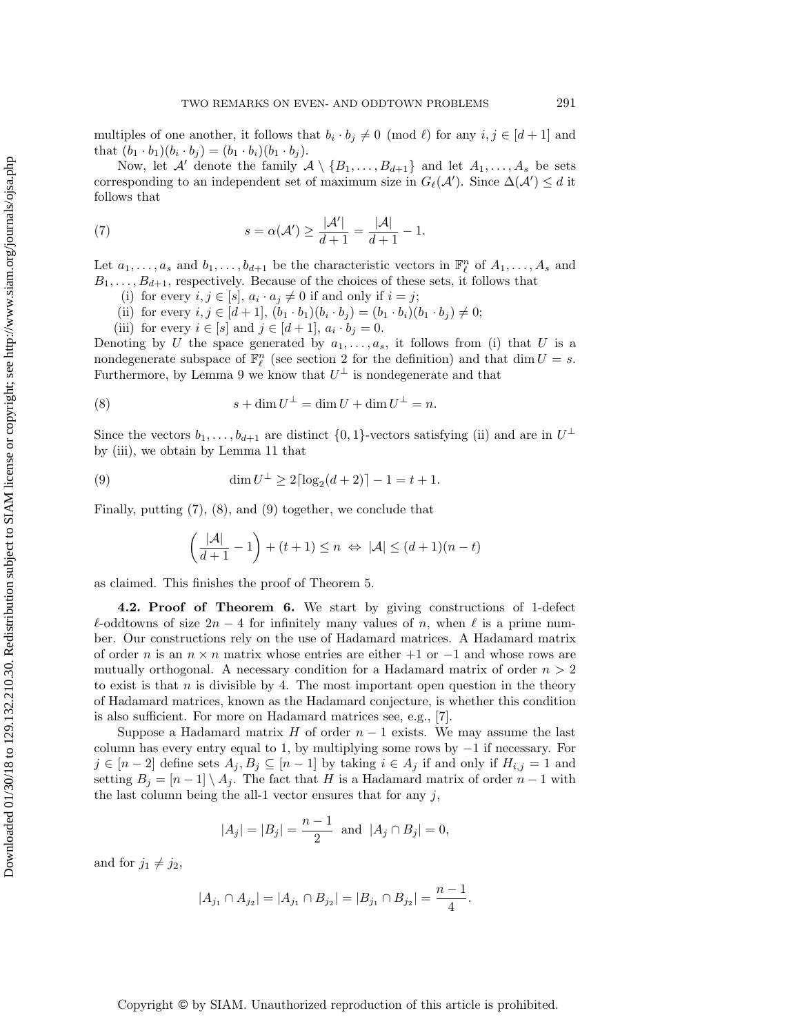multiples of one another, it follows that $b_i \cdot b_j \neq 0 \pmod{\ell}$ for any $i, j \in [d+1]$ and that $(b_1 \cdot b_1)(b_i \cdot b_j) = (b_1 \cdot b_i)(b_1 \cdot b_j)$.

Now, let $\mathcal{A}'$ denote the family $\mathcal{A} \setminus \{B_1, \ldots, B_{d+1}\}$ and let $A_1, \ldots, A_s$ be sets corresponding to an independent set of maximum size in $G_\ell(\mathcal{A}')$. Since $\Delta(\mathcal{A}') \leq d$ it follows that

$$s = \alpha(\mathcal{A}') \geq \frac{|\mathcal{A}'|}{d+1} = \frac{|\mathcal{A}|}{d+1} - 1. \tag{7}$$

Let $a_1, \ldots, a_s$ and $b_1, \ldots, b_{d+1}$ be the characteristic vectors in $\mathbb{F}_\ell^n$ of $A_1, \ldots, A_s$ and $B_1, \ldots, B_{d+1}$, respectively. Because of the choices of these sets, it follows that

(i) for every $i, j \in [s]$, $a_i \cdot a_j \neq 0$ if and only if $i = j$;

(ii) for every $i, j \in [d+1]$, $(b_1 \cdot b_1)(b_i \cdot b_j) = (b_1 \cdot b_i)(b_1 \cdot b_j) \neq 0$;

(iii) for every $i \in [s]$ and $j \in [d+1]$, $a_i \cdot b_j = 0$.

Denoting by $U$ the space generated by $a_1, \ldots, a_s$, it follows from (i) that $U$ is a nondegenerate subspace of $\mathbb{F}_\ell^n$ (see section 2 for the definition) and that $\dim U = s$. Furthermore, by Lemma 9 we know that $U^\perp$ is nondegenerate and that

$$s + \dim U^\perp = \dim U + \dim U^\perp = n. \tag{8}$$

Since the vectors $b_1, \ldots, b_{d+1}$ are distinct $\{0,1\}$-vectors satisfying (ii) and are in $U^\perp$ by (iii), we obtain by Lemma 11 that

$$\dim U^\perp \geq 2\lceil \log_2(d+2) \rceil - 1 = t + 1. \tag{9}$$

Finally, putting (7), (8), and (9) together, we conclude that

$$\left(\frac{|\mathcal{A}|}{d+1} - 1\right) + (t+1) \leq n \;\Leftrightarrow\; |\mathcal{A}| \leq (d+1)(n-t)$$

as claimed. This finishes the proof of Theorem 5.

**4.2. Proof of Theorem 6.** We start by giving constructions of 1-defect $\ell$-oddtowns of size $2n - 4$ for infinitely many values of $n$, when $\ell$ is a prime number. Our constructions rely on the use of Hadamard matrices. A Hadamard matrix of order $n$ is an $n \times n$ matrix whose entries are either $+1$ or $-1$ and whose rows are mutually orthogonal. A necessary condition for a Hadamard matrix of order $n > 2$ to exist is that $n$ is divisible by 4. The most important open question in the theory of Hadamard matrices, known as the Hadamard conjecture, is whether this condition is also sufficient. For more on Hadamard matrices see, e.g., [7].

Suppose a Hadamard matrix $H$ of order $n-1$ exists. We may assume the last column has every entry equal to 1, by multiplying some rows by $-1$ if necessary. For $j \in [n-2]$ define sets $A_j, B_j \subseteq [n-1]$ by taking $i \in A_j$ if and only if $H_{i,j} = 1$ and setting $B_j = [n-1] \setminus A_j$. The fact that $H$ is a Hadamard matrix of order $n-1$ with the last column being the all-1 vector ensures that for any $j$,

$$|A_j| = |B_j| = \frac{n-1}{2} \;\text{ and }\; |A_j \cap B_j| = 0,$$

and for $j_1 \neq j_2$,

$$|A_{j_1} \cap A_{j_2}| = |A_{j_1} \cap B_{j_2}| = |B_{j_1} \cap B_{j_2}| = \frac{n-1}{4}.$$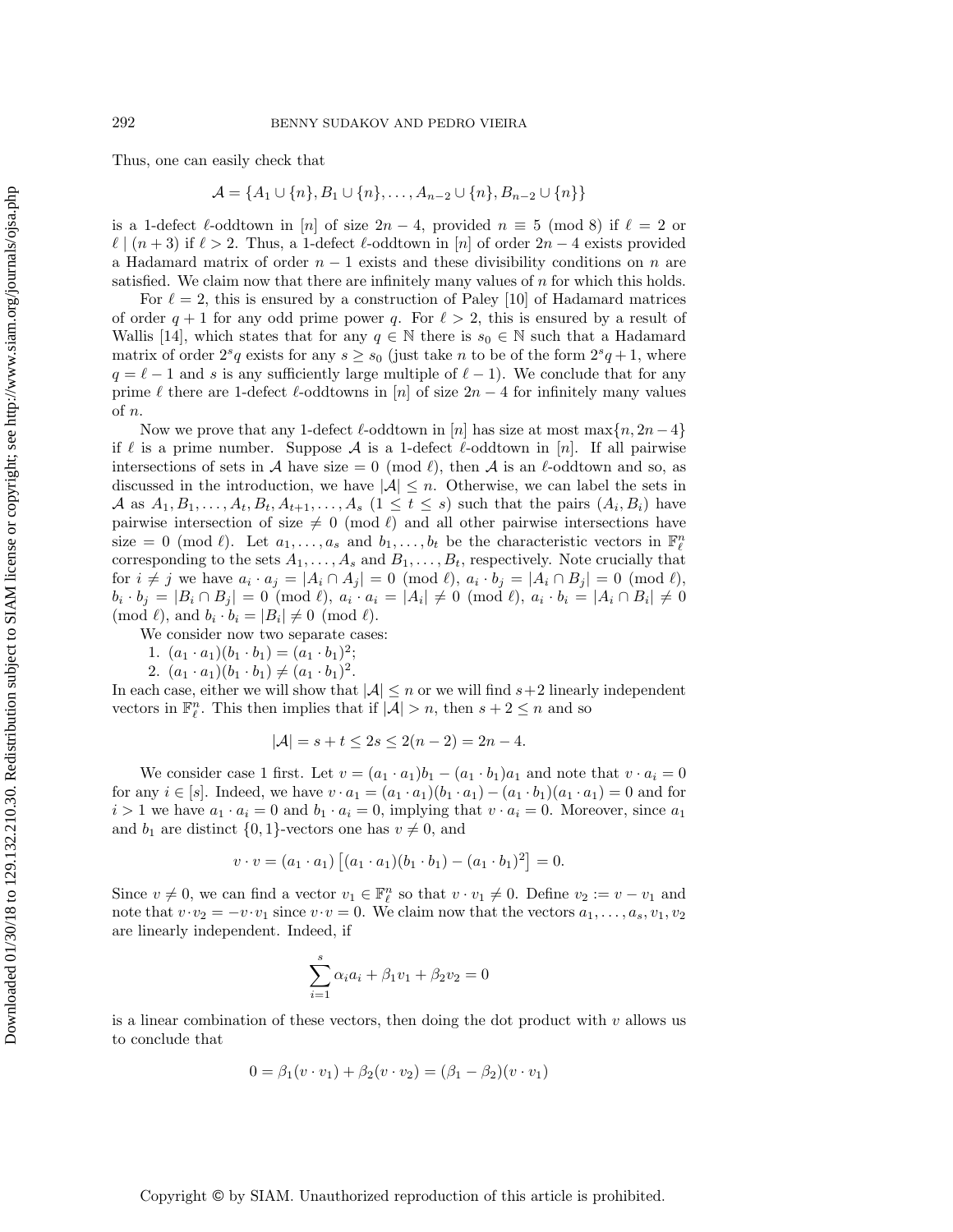Thus, one can easily check that

$$\mathcal{A} = \{A_1 \cup \{n\}, B_1 \cup \{n\}, \ldots, A_{n-2} \cup \{n\}, B_{n-2} \cup \{n\}\}$$

is a 1-defect $\ell$-oddtown in $[n]$ of size $2n-4$, provided $n \equiv 5 \pmod 8$ if $\ell = 2$ or $\ell \mid (n+3)$ if $\ell > 2$. Thus, a 1-defect $\ell$-oddtown in $[n]$ of order $2n-4$ exists provided a Hadamard matrix of order $n-1$ exists and these divisibility conditions on $n$ are satisfied. We claim now that there are infinitely many values of $n$ for which this holds.

For $\ell = 2$, this is ensured by a construction of Paley [10] of Hadamard matrices of order $q+1$ for any odd prime power $q$. For $\ell > 2$, this is ensured by a result of Wallis [14], which states that for any $q \in \mathbb{N}$ there is $s_0 \in \mathbb{N}$ such that a Hadamard matrix of order $2^s q$ exists for any $s \geq s_0$ (just take $n$ to be of the form $2^s q + 1$, where $q = \ell - 1$ and $s$ is any sufficiently large multiple of $(\ell - 1)$). We conclude that for any prime $\ell$ there are 1-defect $\ell$-oddtowns in $[n]$ of size $2n-4$ for infinitely many values of $n$.

Now we prove that any 1-defect $\ell$-oddtown in $[n]$ has size at most $\max\{n, 2n-4\}$ if $\ell$ is a prime number. Suppose $\mathcal{A}$ is a 1-defect $\ell$-oddtown in $[n]$. If all pairwise intersections of sets in $\mathcal{A}$ have size $= 0 \pmod{\ell}$, then $\mathcal{A}$ is an $\ell$-oddtown and so, as discussed in the introduction, we have $|\mathcal{A}| \leq n$. Otherwise, we can label the sets in $\mathcal{A}$ as $A_1, B_1, \ldots, A_t, B_t, A_{t+1}, \ldots, A_s$ $(1 \leq t \leq s)$ such that the pairs $(A_i, B_i)$ have pairwise intersection of size $\neq 0 \pmod{\ell}$ and all other pairwise intersections have size $= 0 \pmod{\ell}$. Let $a_1, \ldots, a_s$ and $b_1, \ldots, b_t$ be the characteristic vectors in $\mathbb{F}_\ell^n$ corresponding to the sets $A_1, \ldots, A_s$ and $B_1, \ldots, B_t$, respectively. Note crucially that for $i \neq j$ we have $a_i \cdot a_j = |A_i \cap A_j| = 0 \pmod{\ell}$, $a_i \cdot b_j = |A_i \cap B_j| = 0 \pmod{\ell}$, $b_i \cdot b_j = |B_i \cap B_j| = 0 \pmod{\ell}$, $a_i \cdot a_i = |A_i| \neq 0 \pmod{\ell}$, $a_i \cdot b_i = |A_i \cap B_i| \neq 0 \pmod{\ell}$, and $b_i \cdot b_i = |B_i| \neq 0 \pmod{\ell}$.

We consider now two separate cases:

1. $(a_1 \cdot a_1)(b_1 \cdot b_1) = (a_1 \cdot b_1)^2$;
2. $(a_1 \cdot a_1)(b_1 \cdot b_1) \neq (a_1 \cdot b_1)^2$.

In each case, either we will show that $|\mathcal{A}| \leq n$ or we will find $s+2$ linearly independent vectors in $\mathbb{F}_\ell^n$. This then implies that if $|\mathcal{A}| > n$, then $s + 2 \leq n$ and so

$$|\mathcal{A}| = s + t \leq 2s \leq 2(n-2) = 2n - 4.$$

We consider case 1 first. Let $v = (a_1 \cdot a_1)b_1 - (a_1 \cdot b_1)a_1$ and note that $v \cdot a_i = 0$ for any $i \in [s]$. Indeed, we have $v \cdot a_1 = (a_1 \cdot a_1)(b_1 \cdot a_1) - (a_1 \cdot b_1)(a_1 \cdot a_1) = 0$ and for $i > 1$ we have $a_1 \cdot a_i = 0$ and $b_1 \cdot a_i = 0$, implying that $v \cdot a_i = 0$. Moreover, since $a_1$ and $b_1$ are distinct $\{0,1\}$-vectors one has $v \neq 0$, and

$$v \cdot v = (a_1 \cdot a_1)\left[(a_1 \cdot a_1)(b_1 \cdot b_1) - (a_1 \cdot b_1)^2\right] = 0.$$

Since $v \neq 0$, we can find a vector $v_1 \in \mathbb{F}_\ell^n$ so that $v \cdot v_1 \neq 0$. Define $v_2 := v - v_1$ and note that $v \cdot v_2 = -v \cdot v_1$ since $v \cdot v = 0$. We claim now that the vectors $a_1, \ldots, a_s, v_1, v_2$ are linearly independent. Indeed, if

$$\sum_{i=1}^{s} \alpha_i a_i + \beta_1 v_1 + \beta_2 v_2 = 0$$

is a linear combination of these vectors, then doing the dot product with $v$ allows us to conclude that

$$0 = \beta_1(v \cdot v_1) + \beta_2(v \cdot v_2) = (\beta_1 - \beta_2)(v \cdot v_1)$$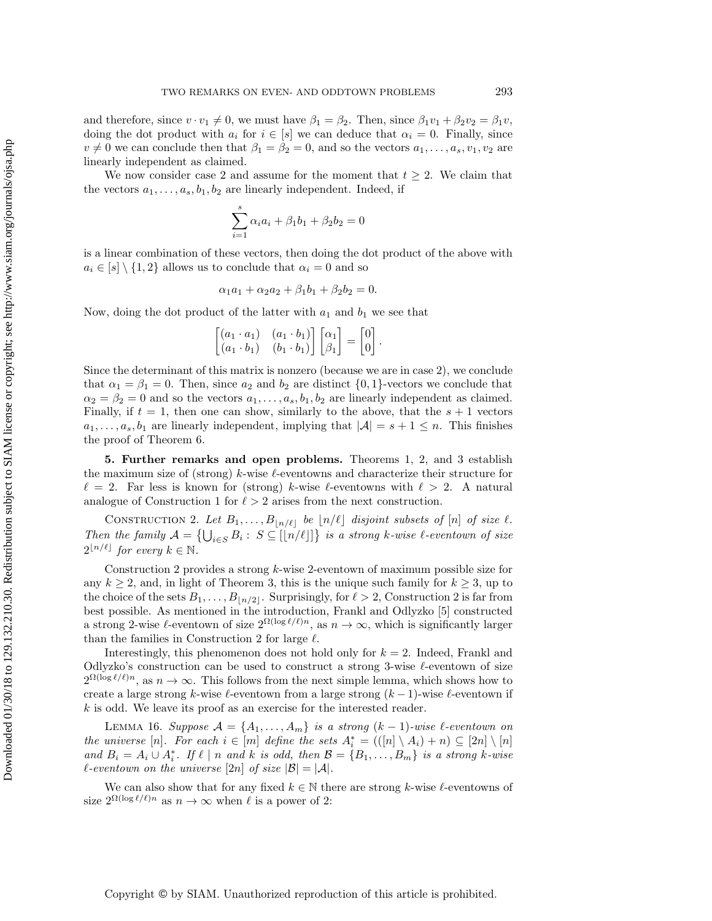and therefore, since $v \cdot v_1 \neq 0$, we must have $\beta_1 = \beta_2$. Then, since $\beta_1 v_1 + \beta_2 v_2 = \beta_1 v$, doing the dot product with $a_i$ for $i \in [s]$ we can deduce that $\alpha_i = 0$. Finally, since $v \neq 0$ we can conclude then that $\beta_1 = \beta_2 = 0$, and so the vectors $a_1, \ldots, a_s, v_1, v_2$ are linearly independent as claimed.

We now consider case 2 and assume for the moment that $t \geq 2$. We claim that the vectors $a_1, \ldots, a_s, b_1, b_2$ are linearly independent. Indeed, if

$$\sum_{i=1}^{s} \alpha_i a_i + \beta_1 b_1 + \beta_2 b_2 = 0$$

is a linear combination of these vectors, then doing the dot product of the above with $a_i \in [s] \setminus \{1, 2\}$ allows us to conclude that $\alpha_i = 0$ and so

$$\alpha_1 a_1 + \alpha_2 a_2 + \beta_1 b_1 + \beta_2 b_2 = 0.$$

Now, doing the dot product of the latter with $a_1$ and $b_1$ we see that

$$\begin{bmatrix} (a_1 \cdot a_1) & (a_1 \cdot b_1) \\ (a_1 \cdot b_1) & (b_1 \cdot b_1) \end{bmatrix} \begin{bmatrix} \alpha_1 \\ \beta_1 \end{bmatrix} = \begin{bmatrix} 0 \\ 0 \end{bmatrix}.$$

Since the determinant of this matrix is nonzero (because we are in case 2), we conclude that $\alpha_1 = \beta_1 = 0$. Then, since $a_2$ and $b_2$ are distinct $\{0,1\}$-vectors we conclude that $\alpha_2 = \beta_2 = 0$ and so the vectors $a_1, \ldots, a_s, b_1, b_2$ are linearly independent as claimed. Finally, if $t = 1$, then one can show, similarly to the above, that the $s+1$ vectors $a_1, \ldots, a_s, b_1$ are linearly independent, implying that $|\mathcal{A}| = s + 1 \leq n$. This finishes the proof of Theorem 6.

## 5. Further remarks and open problems.

Theorems 1, 2, and 3 establish the maximum size of (strong) $k$-wise $\ell$-eventowns and characterize their structure for $\ell = 2$. Far less is known for (strong) $k$-wise $\ell$-eventowns with $\ell > 2$. A natural analogue of Construction 1 for $\ell > 2$ arises from the next construction.

Construction 2. *Let $B_1, \ldots, B_{\lfloor n/\ell \rfloor}$ be $\lfloor n/\ell \rfloor$ disjoint subsets of $[n]$ of size $\ell$. Then the family $\mathcal{A} = \left\{ \bigcup_{i \in S} B_i : S \subseteq [\lfloor n/\ell \rfloor] \right\}$ is a strong $k$-wise $\ell$-eventown of size $2^{\lfloor n/\ell \rfloor}$ for every $k \in \mathbb{N}$.*

Construction 2 provides a strong $k$-wise 2-eventown of maximum possible size for any $k \geq 2$, and, in light of Theorem 3, this is the unique such family for $k \geq 3$, up to the choice of the sets $B_1, \ldots, B_{\lfloor n/2 \rfloor}$. Surprisingly, for $\ell > 2$, Construction 2 is far from best possible. As mentioned in the introduction, Frankl and Odlyzko [5] constructed a strong 2-wise $\ell$-eventown of size $2^{\Omega(\log \ell/\ell)n}$, as $n \to \infty$, which is significantly larger than the families in Construction 2 for large $\ell$.

Interestingly, this phenomenon does not hold only for $k = 2$. Indeed, Frankl and Odlyzko's construction can be used to construct a strong 3-wise $\ell$-eventown of size $2^{\Omega(\log \ell/\ell)n}$, as $n \to \infty$. This follows from the next simple lemma, which shows how to create a large strong $k$-wise $\ell$-eventown from a large strong $(k-1)$-wise $\ell$-eventown if $k$ is odd. We leave its proof as an exercise for the interested reader.

Lemma 16. *Suppose $\mathcal{A} = \{A_1, \ldots, A_m\}$ is a strong $(k-1)$-wise $\ell$-eventown on the universe $[n]$. For each $i \in [m]$ define the sets $A_i^* = (([n] \setminus A_i) + n) \subseteq [2n] \setminus [n]$ and $B_i = A_i \cup A_i^*$. If $\ell \mid n$ and $k$ is odd, then $\mathcal{B} = \{B_1, \ldots, B_m\}$ is a strong $k$-wise $\ell$-eventown on the universe $[2n]$ of size $|\mathcal{B}| = |\mathcal{A}|$.*

We can also show that for any fixed $k \in \mathbb{N}$ there are strong $k$-wise $\ell$-eventowns of size $2^{\Omega(\log \ell/\ell)n}$ as $n \to \infty$ when $\ell$ is a power of 2: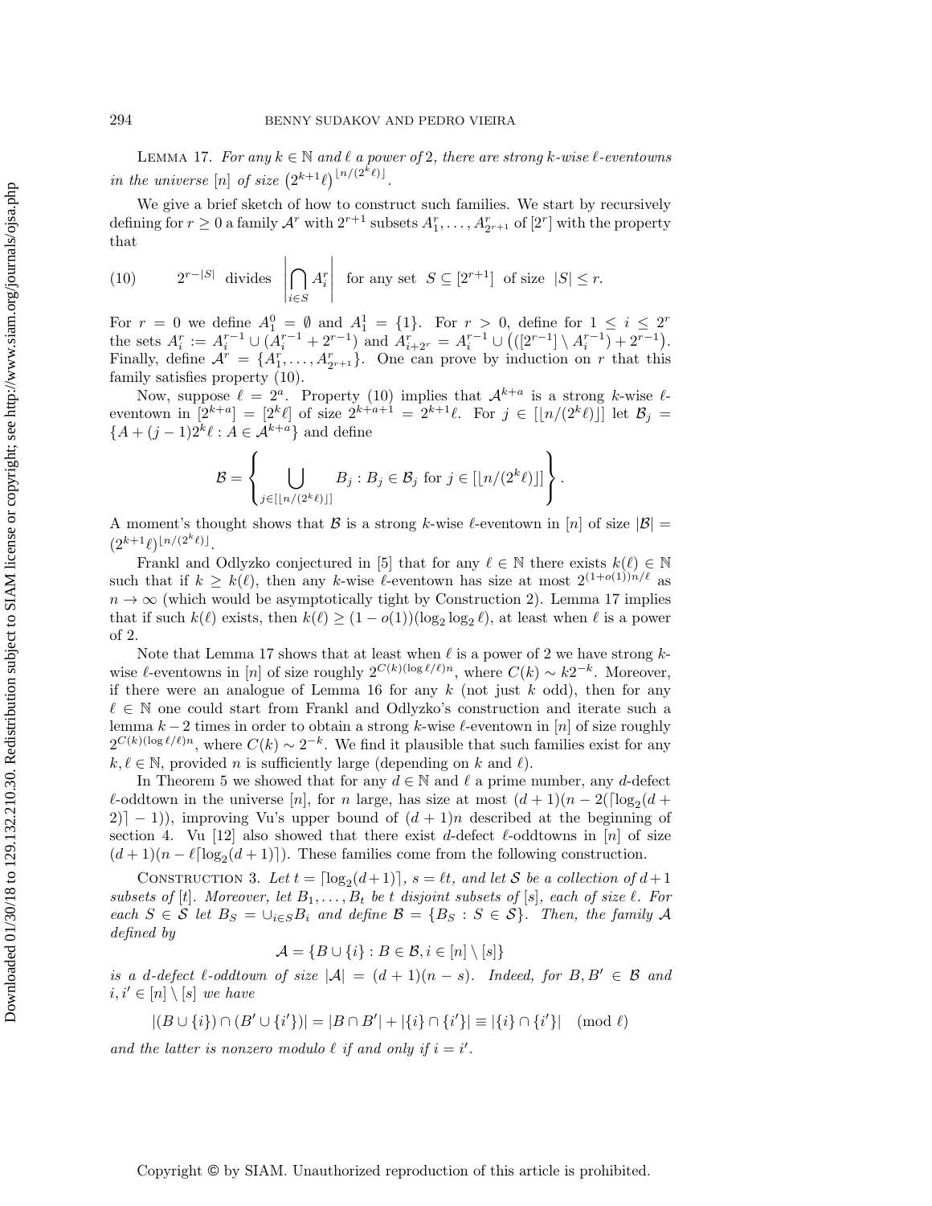LEMMA 17. *For any $k \in \mathbb{N}$ and $\ell$ a power of 2, there are strong $k$-wise $\ell$-eventowns in the universe $[n]$ of size $\left(2^{k+1}\ell\right)^{\lfloor n/(2^k\ell)\rfloor}$.*

We give a brief sketch of how to construct such families. We start by recursively defining for $r \geq 0$ a family $\mathcal{A}^r$ with $2^{r+1}$ subsets $A_1^r, \ldots, A_{2^{r+1}}^r$ of $[2^r]$ with the property that

$$(10) \qquad 2^{r-|S|} \text{ divides } \left|\bigcap_{i \in S} A_i^r\right| \text{ for any set } S \subseteq [2^{r+1}] \text{ of size } |S| \leq r.$$

For $r = 0$ we define $A_1^0 = \emptyset$ and $A_1^1 = \{1\}$. For $r > 0$, define for $1 \leq i \leq 2^r$ the sets $A_i^r := A_i^{r-1} \cup (A_i^{r-1} + 2^{r-1})$ and $A_{i+2^r}^r = A_i^{r-1} \cup \left(([2^{r-1}] \setminus A_i^{r-1}) + 2^{r-1}\right)$. Finally, define $\mathcal{A}^r = \{A_1^r, \ldots, A_{2^{r+1}}^r\}$. One can prove by induction on $r$ that this family satisfies property (10).

Now, suppose $\ell = 2^a$. Property (10) implies that $\mathcal{A}^{k+a}$ is a strong $k$-wise $\ell$-eventown in $[2^{k+a}] = [2^k\ell]$ of size $2^{k+a+1} = 2^{k+1}\ell$. For $j \in [\lfloor n/(2^k\ell)\rfloor]$ let $\mathcal{B}_j = \{A + (j-1)2^k\ell : A \in \mathcal{A}^{k+a}\}$ and define

$$\mathcal{B} = \left\{ \bigcup_{j \in [\lfloor n/(2^k\ell)\rfloor]} B_j : B_j \in \mathcal{B}_j \text{ for } j \in [\lfloor n/(2^k\ell)\rfloor] \right\}.$$

A moment's thought shows that $\mathcal{B}$ is a strong $k$-wise $\ell$-eventown in $[n]$ of size $|\mathcal{B}| = (2^{k+1}\ell)^{\lfloor n/(2^k\ell)\rfloor}$.

Frankl and Odlyzko conjectured in [5] that for any $\ell \in \mathbb{N}$ there exists $k(\ell) \in \mathbb{N}$ such that if $k \geq k(\ell)$, then any $k$-wise $\ell$-eventown has size at most $2^{(1+o(1))n/\ell}$ as $n \to \infty$ (which would be asymptotically tight by Construction 2). Lemma 17 implies that if such $k(\ell)$ exists, then $k(\ell) \geq (1 - o(1))(\log_2 \log_2 \ell)$, at least when $\ell$ is a power of 2.

Note that Lemma 17 shows that at least when $\ell$ is a power of 2 we have strong $k$-wise $\ell$-eventowns in $[n]$ of size roughly $2^{C(k)(\log \ell/\ell)n}$, where $C(k) \sim k2^{-k}$. Moreover, if there were an analogue of Lemma 16 for any $k$ (not just $k$ odd), then for any $\ell \in \mathbb{N}$ one could start from Frankl and Odlyzko's construction and iterate such a lemma $k-2$ times in order to obtain a strong $k$-wise $\ell$-eventown in $[n]$ of size roughly $2^{C(k)(\log \ell/\ell)n}$, where $C(k) \sim 2^{-k}$. We find it plausible that such families exist for any $k, \ell \in \mathbb{N}$, provided $n$ is sufficiently large (depending on $k$ and $\ell$).

In Theorem 5 we showed that for any $d \in \mathbb{N}$ and $\ell$ a prime number, any $d$-defect $\ell$-oddtown in the universe $[n]$, for $n$ large, has size at most $(d+1)(n - 2(\lceil \log_2(d+2)\rceil - 1))$, improving Vu's upper bound of $(d+1)n$ described at the beginning of section 4. Vu [12] also showed that there exist $d$-defect $\ell$-oddtowns in $[n]$ of size $(d+1)(n - \ell\lceil \log_2(d+1)\rceil)$. These families come from the following construction.

CONSTRUCTION 3. *Let $t = \lceil \log_2(d+1)\rceil$, $s = \ell t$, and let $\mathcal{S}$ be a collection of $d+1$ subsets of $[t]$. Moreover, let $B_1, \ldots, B_t$ be $t$ disjoint subsets of $[s]$, each of size $\ell$. For each $S \in \mathcal{S}$ let $B_S = \cup_{i \in S} B_i$ and define $\mathcal{B} = \{B_S : S \in \mathcal{S}\}$. Then, the family $\mathcal{A}$ defined by*

$$\mathcal{A} = \{B \cup \{i\} : B \in \mathcal{B}, i \in [n] \setminus [s]\}$$

*is a $d$-defect $\ell$-oddtown of size $|\mathcal{A}| = (d+1)(n - s)$. Indeed, for $B, B' \in \mathcal{B}$ and $i, i' \in [n] \setminus [s]$ we have*

$$|(B \cup \{i\}) \cap (B' \cup \{i'\})| = |B \cap B'| + |\{i\} \cap \{i'\}| \equiv |\{i\} \cap \{i'\}| \pmod{\ell}$$

*and the latter is nonzero modulo $\ell$ if and only if $i = i'$.*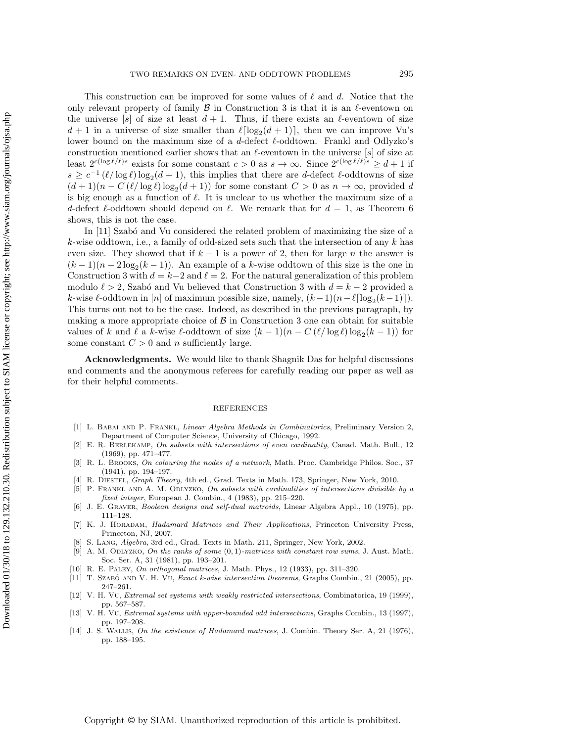This construction can be improved for some values of $\ell$ and $d$. Notice that the only relevant property of family $\mathcal{B}$ in Construction 3 is that it is an $\ell$-eventown on the universe $[s]$ of size at least $d+1$. Thus, if there exists an $\ell$-eventown of size $d+1$ in a universe of size smaller than $\ell\lceil \log_2(d+1)\rceil$, then we can improve Vu's lower bound on the maximum size of a $d$-defect $\ell$-oddtown. Frankl and Odlyzko's construction mentioned earlier shows that an $\ell$-eventown in the universe $[s]$ of size at least $2^{c(\log \ell/\ell)s}$ exists for some constant $c > 0$ as $s \to \infty$. Since $2^{c(\log \ell/\ell)s} \geq d+1$ if $s \geq c^{-1}(\ell/\log \ell)\log_2(d+1)$, this implies that there are $d$-defect $\ell$-oddtowns of size $(d+1)(n - C(\ell/\log \ell)\log_2(d+1))$ for some constant $C > 0$ as $n \to \infty$, provided $d$ is big enough as a function of $\ell$. It is unclear to us whether the maximum size of a $d$-defect $\ell$-oddtown should depend on $\ell$. We remark that for $d = 1$, as Theorem 6 shows, this is not the case.

In [11] Szabó and Vu considered the related problem of maximizing the size of a $k$-wise oddtown, i.e., a family of odd-sized sets such that the intersection of any $k$ has even size. They showed that if $k-1$ is a power of 2, then for large $n$ the answer is $(k-1)(n - 2\log_2(k-1))$. An example of a $k$-wise oddtown of this size is the one in Construction 3 with $d = k-2$ and $\ell = 2$. For the natural generalization of this problem modulo $\ell > 2$, Szabó and Vu believed that Construction 3 with $d = k-2$ provided a $k$-wise $\ell$-oddtown in $[n]$ of maximum possible size, namely, $(k-1)(n-\ell\lceil\log_2(k-1)\rceil)$. This turns out not to be the case. Indeed, as described in the previous paragraph, by making a more appropriate choice of $\mathcal{B}$ in Construction 3 one can obtain for suitable values of $k$ and $\ell$ a $k$-wise $\ell$-oddtown of size $(k-1)(n - C(\ell/\log \ell)\log_2(k-1))$ for some constant $C > 0$ and $n$ sufficiently large.

**Acknowledgments.** We would like to thank Shagnik Das for helpful discussions and comments and the anonymous referees for carefully reading our paper as well as for their helpful comments.

## REFERENCES

[1] L. Babai and P. Frankl, *Linear Algebra Methods in Combinatorics*, Preliminary Version 2, Department of Computer Science, University of Chicago, 1992.

[2] E. R. Berlekamp, *On subsets with intersections of even cardinality*, Canad. Math. Bull., 12 (1969), pp. 471–477.

[3] R. L. Brooks, *On colouring the nodes of a network*, Math. Proc. Cambridge Philos. Soc., 37 (1941), pp. 194–197.

[4] R. Diestel, *Graph Theory*, 4th ed., Grad. Texts in Math. 173, Springer, New York, 2010.

[5] P. Frankl and A. M. Odlyzko, *On subsets with cardinalities of intersections divisible by a fixed integer*, European J. Combin., 4 (1983), pp. 215–220.

[6] J. E. Graver, *Boolean designs and self-dual matroids*, Linear Algebra Appl., 10 (1975), pp. 111–128.

[7] K. J. Horadam, *Hadamard Matrices and Their Applications*, Princeton University Press, Princeton, NJ, 2007.

[8] S. Lang, *Algebra*, 3rd ed., Grad. Texts in Math. 211, Springer, New York, 2002.

[9] A. M. Odlyzko, *On the ranks of some* $(0,1)$*-matrices with constant row sums*, J. Aust. Math. Soc. Ser. A, 31 (1981), pp. 193–201.

[10] R. E. Paley, *On orthogonal matrices*, J. Math. Phys., 12 (1933), pp. 311–320.

[11] T. Szabó and V. H. Vu, *Exact k-wise intersection theorems*, Graphs Combin., 21 (2005), pp. 247–261.

[12] V. H. Vu, *Extremal set systems with weakly restricted intersections*, Combinatorica, 19 (1999), pp. 567–587.

[13] V. H. Vu, *Extremal systems with upper-bounded odd intersections*, Graphs Combin., 13 (1997), pp. 197–208.

[14] J. S. Wallis, *On the existence of Hadamard matrices*, J. Combin. Theory Ser. A, 21 (1976), pp. 188–195.